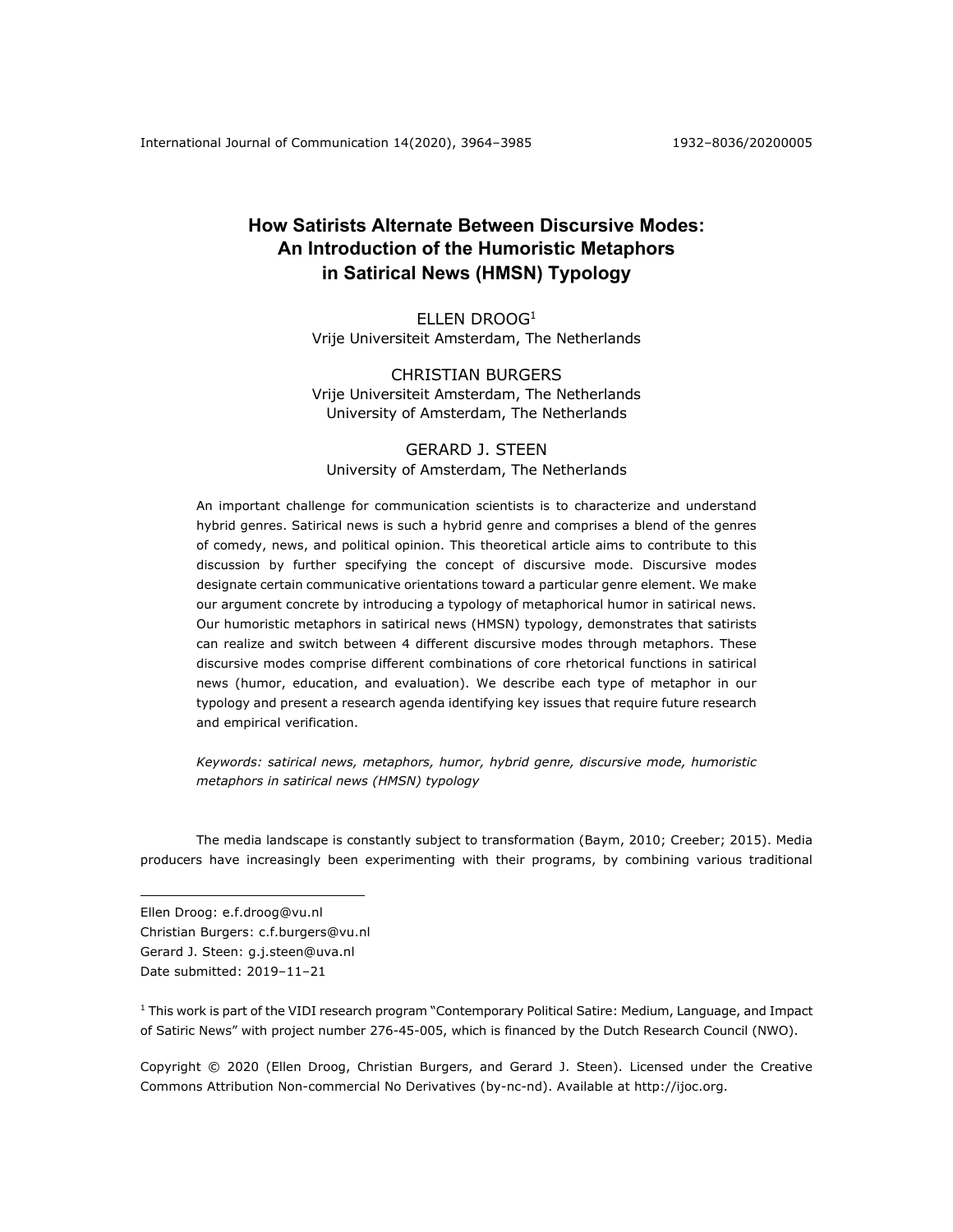# How Satirists Alternate Between Discursive Modes: An Introduction of the Humoristic Metaphors in Satirical News (HMSN) Typology

ELLEN DROOG[1]
Vrije Universiteit Amsterdam, The Netherlands

CHRISTIAN BURGERS
Vrije Universiteit Amsterdam, The Netherlands
University of Amsterdam, The Netherlands

GERARD J. STEEN
University of Amsterdam, The Netherlands

An important challenge for communication scientists is to characterize and understand hybrid genres. Satirical news is such a hybrid genre and comprises a blend of the genres of comedy, news, and political opinion. This theoretical article aims to contribute to this discussion by further specifying the concept of discursive mode. Discursive modes designate certain communicative orientations toward a particular genre element. We make our argument concrete by introducing a typology of metaphorical humor in satirical news. Our humoristic metaphors in satirical news (HMSN) typology, demonstrates that satirists can realize and switch between 4 different discursive modes through metaphors. These discursive modes comprise different combinations of core rhetorical functions in satirical news (humor, education, and evaluation). We describe each type of metaphor in our typology and present a research agenda identifying key issues that require future research and empirical verification.

*Keywords: satirical news, metaphors, humor, hybrid genre, discursive mode, humoristic metaphors in satirical news (HMSN) typology*

The media landscape is constantly subject to transformation (Baym, 2010; Creeber; 2015). Media producers have increasingly been experimenting with their programs, by combining various traditional

Ellen Droog: e.f.droog@vu.nl
Christian Burgers: c.f.burgers@vu.nl
Gerard J. Steen: g.j.steen@uva.nl
Date submitted: 2019–11–21

[1] This work is part of the VIDI research program "Contemporary Political Satire: Medium, Language, and Impact of Satiric News" with project number 276-45-005, which is financed by the Dutch Research Council (NWO).

Copyright © 2020 (Ellen Droog, Christian Burgers, and Gerard J. Steen). Licensed under the Creative Commons Attribution Non-commercial No Derivatives (by-nc-nd). Available at http://ijoc.org.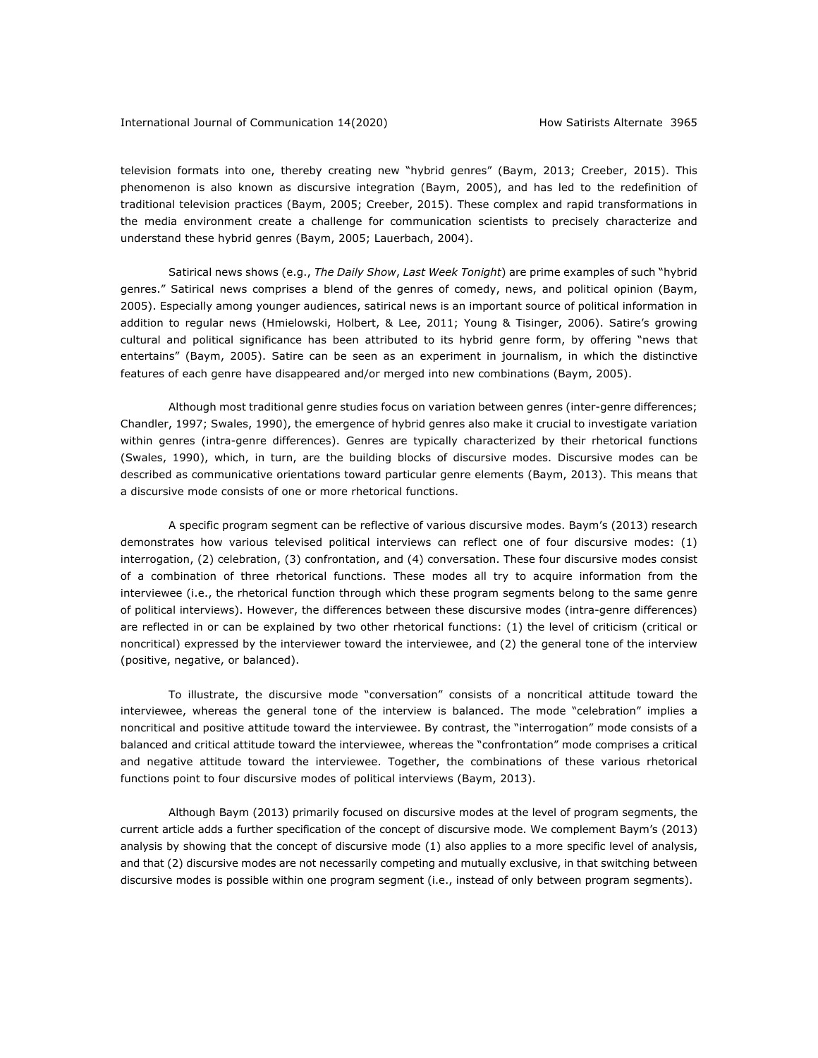television formats into one, thereby creating new "hybrid genres" (Baym, 2013; Creeber, 2015). This phenomenon is also known as discursive integration (Baym, 2005), and has led to the redefinition of traditional television practices (Baym, 2005; Creeber, 2015). These complex and rapid transformations in the media environment create a challenge for communication scientists to precisely characterize and understand these hybrid genres (Baym, 2005; Lauerbach, 2004).

Satirical news shows (e.g., *The Daily Show*, *Last Week Tonight*) are prime examples of such "hybrid genres." Satirical news comprises a blend of the genres of comedy, news, and political opinion (Baym, 2005). Especially among younger audiences, satirical news is an important source of political information in addition to regular news (Hmielowski, Holbert, & Lee, 2011; Young & Tisinger, 2006). Satire's growing cultural and political significance has been attributed to its hybrid genre form, by offering "news that entertains" (Baym, 2005). Satire can be seen as an experiment in journalism, in which the distinctive features of each genre have disappeared and/or merged into new combinations (Baym, 2005).

Although most traditional genre studies focus on variation between genres (inter-genre differences; Chandler, 1997; Swales, 1990), the emergence of hybrid genres also make it crucial to investigate variation within genres (intra-genre differences). Genres are typically characterized by their rhetorical functions (Swales, 1990), which, in turn, are the building blocks of discursive modes. Discursive modes can be described as communicative orientations toward particular genre elements (Baym, 2013). This means that a discursive mode consists of one or more rhetorical functions.

A specific program segment can be reflective of various discursive modes. Baym's (2013) research demonstrates how various televised political interviews can reflect one of four discursive modes: (1) interrogation, (2) celebration, (3) confrontation, and (4) conversation. These four discursive modes consist of a combination of three rhetorical functions. These modes all try to acquire information from the interviewee (i.e., the rhetorical function through which these program segments belong to the same genre of political interviews). However, the differences between these discursive modes (intra-genre differences) are reflected in or can be explained by two other rhetorical functions: (1) the level of criticism (critical or noncritical) expressed by the interviewer toward the interviewee, and (2) the general tone of the interview (positive, negative, or balanced).

To illustrate, the discursive mode "conversation" consists of a noncritical attitude toward the interviewee, whereas the general tone of the interview is balanced. The mode "celebration" implies a noncritical and positive attitude toward the interviewee. By contrast, the "interrogation" mode consists of a balanced and critical attitude toward the interviewee, whereas the "confrontation" mode comprises a critical and negative attitude toward the interviewee. Together, the combinations of these various rhetorical functions point to four discursive modes of political interviews (Baym, 2013).

Although Baym (2013) primarily focused on discursive modes at the level of program segments, the current article adds a further specification of the concept of discursive mode. We complement Baym's (2013) analysis by showing that the concept of discursive mode (1) also applies to a more specific level of analysis, and that (2) discursive modes are not necessarily competing and mutually exclusive, in that switching between discursive modes is possible within one program segment (i.e., instead of only between program segments).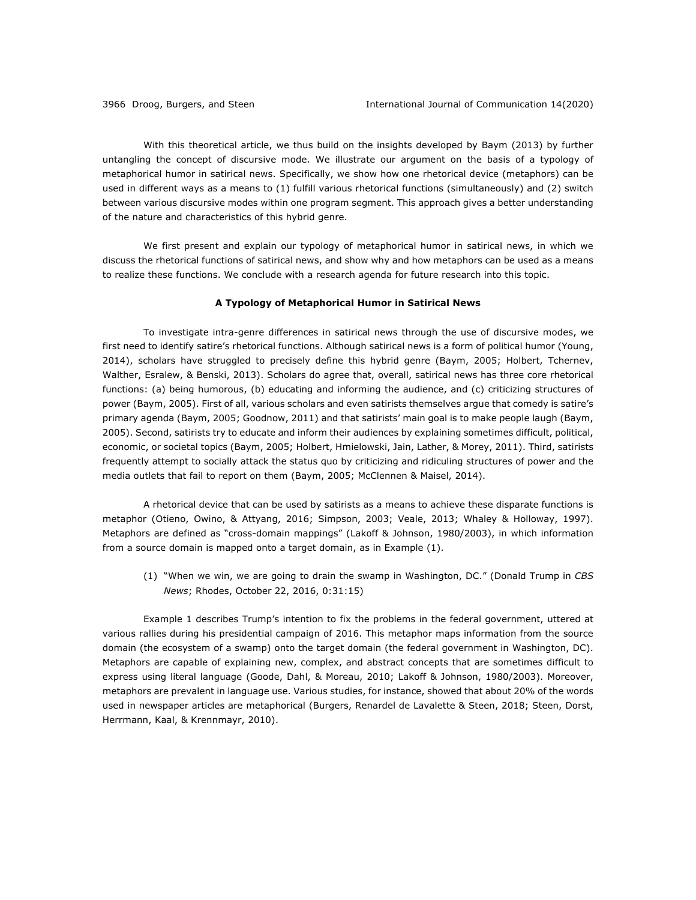With this theoretical article, we thus build on the insights developed by Baym (2013) by further untangling the concept of discursive mode. We illustrate our argument on the basis of a typology of metaphorical humor in satirical news. Specifically, we show how one rhetorical device (metaphors) can be used in different ways as a means to (1) fulfill various rhetorical functions (simultaneously) and (2) switch between various discursive modes within one program segment. This approach gives a better understanding of the nature and characteristics of this hybrid genre.

We first present and explain our typology of metaphorical humor in satirical news, in which we discuss the rhetorical functions of satirical news, and show why and how metaphors can be used as a means to realize these functions. We conclude with a research agenda for future research into this topic.

## A Typology of Metaphorical Humor in Satirical News

To investigate intra-genre differences in satirical news through the use of discursive modes, we first need to identify satire's rhetorical functions. Although satirical news is a form of political humor (Young, 2014), scholars have struggled to precisely define this hybrid genre (Baym, 2005; Holbert, Tchernev, Walther, Esralew, & Benski, 2013). Scholars do agree that, overall, satirical news has three core rhetorical functions: (a) being humorous, (b) educating and informing the audience, and (c) criticizing structures of power (Baym, 2005). First of all, various scholars and even satirists themselves argue that comedy is satire's primary agenda (Baym, 2005; Goodnow, 2011) and that satirists' main goal is to make people laugh (Baym, 2005). Second, satirists try to educate and inform their audiences by explaining sometimes difficult, political, economic, or societal topics (Baym, 2005; Holbert, Hmielowski, Jain, Lather, & Morey, 2011). Third, satirists frequently attempt to socially attack the status quo by criticizing and ridiculing structures of power and the media outlets that fail to report on them (Baym, 2005; McClennen & Maisel, 2014).

A rhetorical device that can be used by satirists as a means to achieve these disparate functions is metaphor (Otieno, Owino, & Attyang, 2016; Simpson, 2003; Veale, 2013; Whaley & Holloway, 1997). Metaphors are defined as "cross-domain mappings" (Lakoff & Johnson, 1980/2003), in which information from a source domain is mapped onto a target domain, as in Example (1).

(1) "When we win, we are going to drain the swamp in Washington, DC." (Donald Trump in *CBS News*; Rhodes, October 22, 2016, 0:31:15)

Example 1 describes Trump's intention to fix the problems in the federal government, uttered at various rallies during his presidential campaign of 2016. This metaphor maps information from the source domain (the ecosystem of a swamp) onto the target domain (the federal government in Washington, DC). Metaphors are capable of explaining new, complex, and abstract concepts that are sometimes difficult to express using literal language (Goode, Dahl, & Moreau, 2010; Lakoff & Johnson, 1980/2003). Moreover, metaphors are prevalent in language use. Various studies, for instance, showed that about 20% of the words used in newspaper articles are metaphorical (Burgers, Renardel de Lavalette & Steen, 2018; Steen, Dorst, Herrmann, Kaal, & Krennmayr, 2010).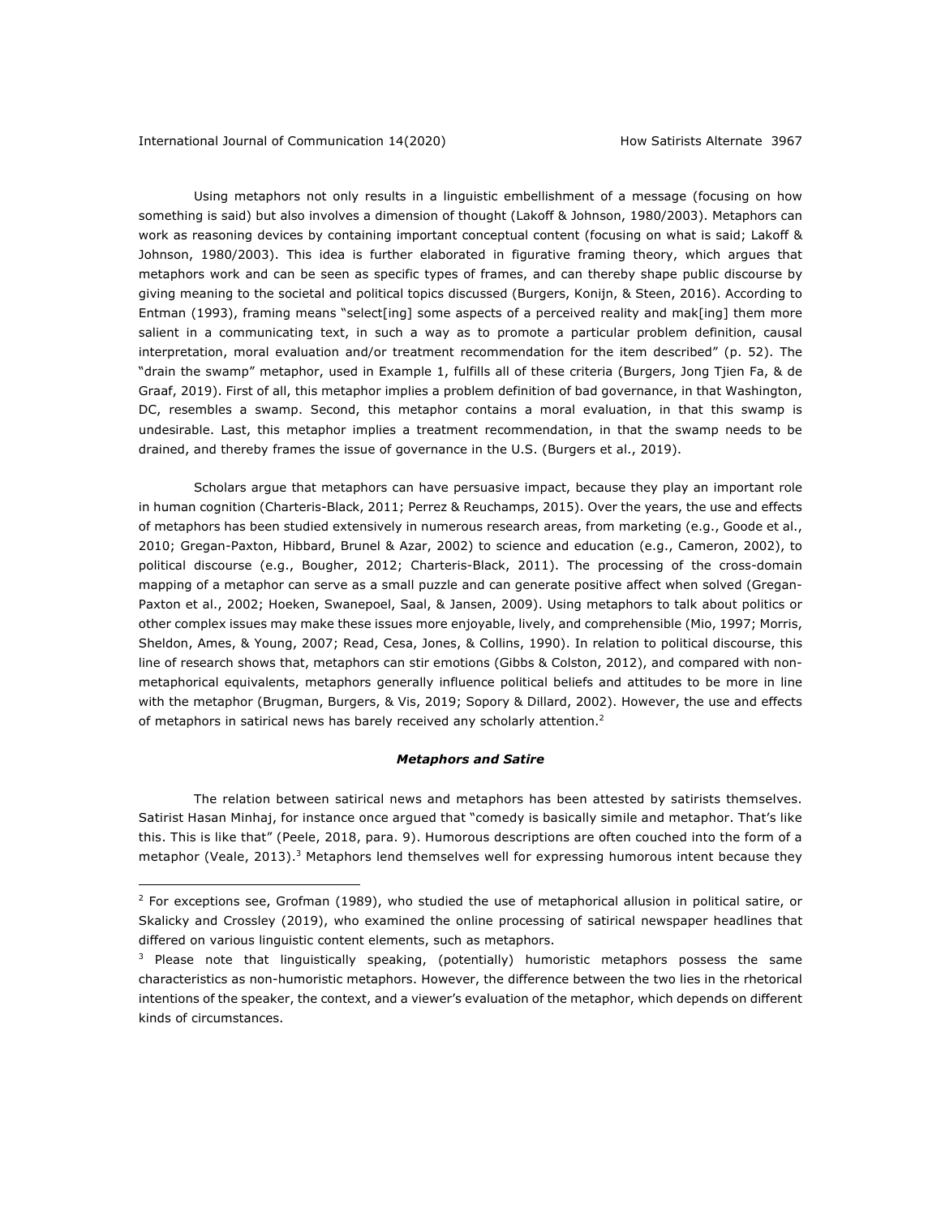Using metaphors not only results in a linguistic embellishment of a message (focusing on how something is said) but also involves a dimension of thought (Lakoff & Johnson, 1980/2003). Metaphors can work as reasoning devices by containing important conceptual content (focusing on what is said; Lakoff & Johnson, 1980/2003). This idea is further elaborated in figurative framing theory, which argues that metaphors work and can be seen as specific types of frames, and can thereby shape public discourse by giving meaning to the societal and political topics discussed (Burgers, Konijn, & Steen, 2016). According to Entman (1993), framing means "select[ing] some aspects of a perceived reality and mak[ing] them more salient in a communicating text, in such a way as to promote a particular problem definition, causal interpretation, moral evaluation and/or treatment recommendation for the item described" (p. 52). The "drain the swamp" metaphor, used in Example 1, fulfills all of these criteria (Burgers, Jong Tjien Fa, & de Graaf, 2019). First of all, this metaphor implies a problem definition of bad governance, in that Washington, DC, resembles a swamp. Second, this metaphor contains a moral evaluation, in that this swamp is undesirable. Last, this metaphor implies a treatment recommendation, in that the swamp needs to be drained, and thereby frames the issue of governance in the U.S. (Burgers et al., 2019).

Scholars argue that metaphors can have persuasive impact, because they play an important role in human cognition (Charteris-Black, 2011; Perrez & Reuchamps, 2015). Over the years, the use and effects of metaphors has been studied extensively in numerous research areas, from marketing (e.g., Goode et al., 2010; Gregan-Paxton, Hibbard, Brunel & Azar, 2002) to science and education (e.g., Cameron, 2002), to political discourse (e.g., Bougher, 2012; Charteris-Black, 2011). The processing of the cross-domain mapping of a metaphor can serve as a small puzzle and can generate positive affect when solved (Gregan-Paxton et al., 2002; Hoeken, Swanepoel, Saal, & Jansen, 2009). Using metaphors to talk about politics or other complex issues may make these issues more enjoyable, lively, and comprehensible (Mio, 1997; Morris, Sheldon, Ames, & Young, 2007; Read, Cesa, Jones, & Collins, 1990). In relation to political discourse, this line of research shows that, metaphors can stir emotions (Gibbs & Colston, 2012), and compared with non-metaphorical equivalents, metaphors generally influence political beliefs and attitudes to be more in line with the metaphor (Brugman, Burgers, & Vis, 2019; Sopory & Dillard, 2002). However, the use and effects of metaphors in satirical news has barely received any scholarly attention.[2]

### *Metaphors and Satire*

The relation between satirical news and metaphors has been attested by satirists themselves. Satirist Hasan Minhaj, for instance once argued that "comedy is basically simile and metaphor. That's like this. This is like that" (Peele, 2018, para. 9). Humorous descriptions are often couched into the form of a metaphor (Veale, 2013).[3] Metaphors lend themselves well for expressing humorous intent because they

[2] For exceptions see, Grofman (1989), who studied the use of metaphorical allusion in political satire, or Skalicky and Crossley (2019), who examined the online processing of satirical newspaper headlines that differed on various linguistic content elements, such as metaphors.

[3] Please note that linguistically speaking, (potentially) humoristic metaphors possess the same characteristics as non-humoristic metaphors. However, the difference between the two lies in the rhetorical intentions of the speaker, the context, and a viewer's evaluation of the metaphor, which depends on different kinds of circumstances.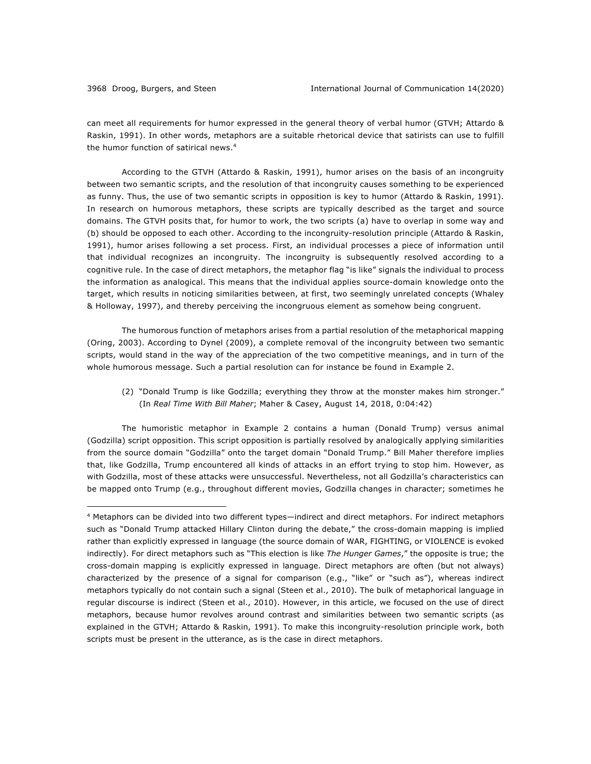can meet all requirements for humor expressed in the general theory of verbal humor (GTVH; Attardo & Raskin, 1991). In other words, metaphors are a suitable rhetorical device that satirists can use to fulfill the humor function of satirical news.[4]

According to the GTVH (Attardo & Raskin, 1991), humor arises on the basis of an incongruity between two semantic scripts, and the resolution of that incongruity causes something to be experienced as funny. Thus, the use of two semantic scripts in opposition is key to humor (Attardo & Raskin, 1991). In research on humorous metaphors, these scripts are typically described as the target and source domains. The GTVH posits that, for humor to work, the two scripts (a) have to overlap in some way and (b) should be opposed to each other. According to the incongruity-resolution principle (Attardo & Raskin, 1991), humor arises following a set process. First, an individual processes a piece of information until that individual recognizes an incongruity. The incongruity is subsequently resolved according to a cognitive rule. In the case of direct metaphors, the metaphor flag "is like" signals the individual to process the information as analogical. This means that the individual applies source-domain knowledge onto the target, which results in noticing similarities between, at first, two seemingly unrelated concepts (Whaley & Holloway, 1997), and thereby perceiving the incongruous element as somehow being congruent.

The humorous function of metaphors arises from a partial resolution of the metaphorical mapping (Oring, 2003). According to Dynel (2009), a complete removal of the incongruity between two semantic scripts, would stand in the way of the appreciation of the two competitive meanings, and in turn of the whole humorous message. Such a partial resolution can for instance be found in Example 2.

> (2) "Donald Trump is like Godzilla; everything they throw at the monster makes him stronger." (In *Real Time With Bill Maher*; Maher & Casey, August 14, 2018, 0:04:42)

The humoristic metaphor in Example 2 contains a human (Donald Trump) versus animal (Godzilla) script opposition. This script opposition is partially resolved by analogically applying similarities from the source domain "Godzilla" onto the target domain "Donald Trump." Bill Maher therefore implies that, like Godzilla, Trump encountered all kinds of attacks in an effort trying to stop him. However, as with Godzilla, most of these attacks were unsuccessful. Nevertheless, not all Godzilla's characteristics can be mapped onto Trump (e.g., throughout different movies, Godzilla changes in character; sometimes he

---

[4] Metaphors can be divided into two different types—indirect and direct metaphors. For indirect metaphors such as "Donald Trump attacked Hillary Clinton during the debate," the cross-domain mapping is implied rather than explicitly expressed in language (the source domain of WAR, FIGHTING, or VIOLENCE is evoked indirectly). For direct metaphors such as "This election is like *The Hunger Games*," the opposite is true; the cross-domain mapping is explicitly expressed in language. Direct metaphors are often (but not always) characterized by the presence of a signal for comparison (e.g., "like" or "such as"), whereas indirect metaphors typically do not contain such a signal (Steen et al., 2010). The bulk of metaphorical language in regular discourse is indirect (Steen et al., 2010). However, in this article, we focused on the use of direct metaphors, because humor revolves around contrast and similarities between two semantic scripts (as explained in the GTVH; Attardo & Raskin, 1991). To make this incongruity-resolution principle work, both scripts must be present in the utterance, as is the case in direct metaphors.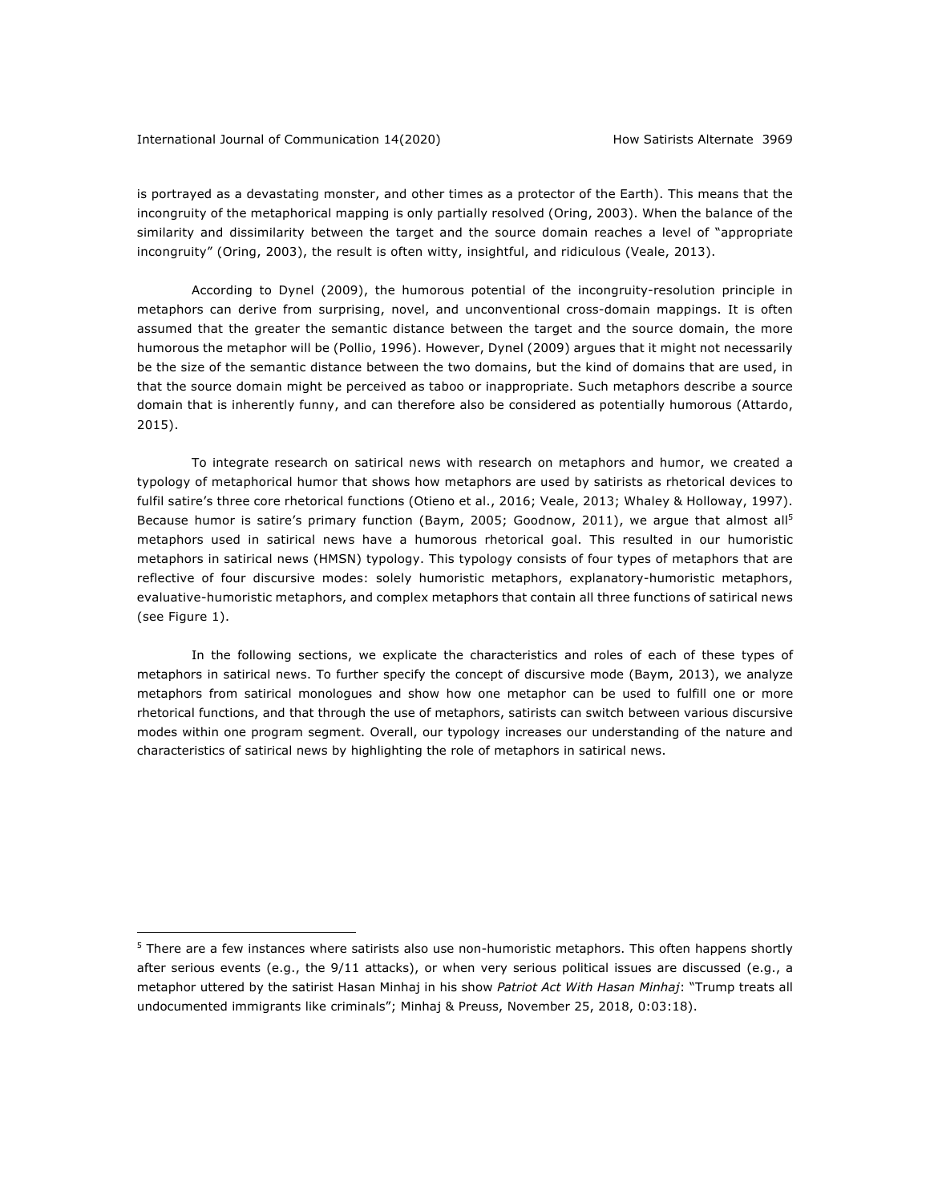is portrayed as a devastating monster, and other times as a protector of the Earth). This means that the incongruity of the metaphorical mapping is only partially resolved (Oring, 2003). When the balance of the similarity and dissimilarity between the target and the source domain reaches a level of "appropriate incongruity" (Oring, 2003), the result is often witty, insightful, and ridiculous (Veale, 2013).

According to Dynel (2009), the humorous potential of the incongruity-resolution principle in metaphors can derive from surprising, novel, and unconventional cross-domain mappings. It is often assumed that the greater the semantic distance between the target and the source domain, the more humorous the metaphor will be (Pollio, 1996). However, Dynel (2009) argues that it might not necessarily be the size of the semantic distance between the two domains, but the kind of domains that are used, in that the source domain might be perceived as taboo or inappropriate. Such metaphors describe a source domain that is inherently funny, and can therefore also be considered as potentially humorous (Attardo, 2015).

To integrate research on satirical news with research on metaphors and humor, we created a typology of metaphorical humor that shows how metaphors are used by satirists as rhetorical devices to fulfil satire's three core rhetorical functions (Otieno et al., 2016; Veale, 2013; Whaley & Holloway, 1997). Because humor is satire's primary function (Baym, 2005; Goodnow, 2011), we argue that almost all[5] metaphors used in satirical news have a humorous rhetorical goal. This resulted in our humoristic metaphors in satirical news (HMSN) typology. This typology consists of four types of metaphors that are reflective of four discursive modes: solely humoristic metaphors, explanatory-humoristic metaphors, evaluative-humoristic metaphors, and complex metaphors that contain all three functions of satirical news (see Figure 1).

In the following sections, we explicate the characteristics and roles of each of these types of metaphors in satirical news. To further specify the concept of discursive mode (Baym, 2013), we analyze metaphors from satirical monologues and show how one metaphor can be used to fulfill one or more rhetorical functions, and that through the use of metaphors, satirists can switch between various discursive modes within one program segment. Overall, our typology increases our understanding of the nature and characteristics of satirical news by highlighting the role of metaphors in satirical news.

[5] There are a few instances where satirists also use non-humoristic metaphors. This often happens shortly after serious events (e.g., the 9/11 attacks), or when very serious political issues are discussed (e.g., a metaphor uttered by the satirist Hasan Minhaj in his show *Patriot Act With Hasan Minhaj*: "Trump treats all undocumented immigrants like criminals"; Minhaj & Preuss, November 25, 2018, 0:03:18).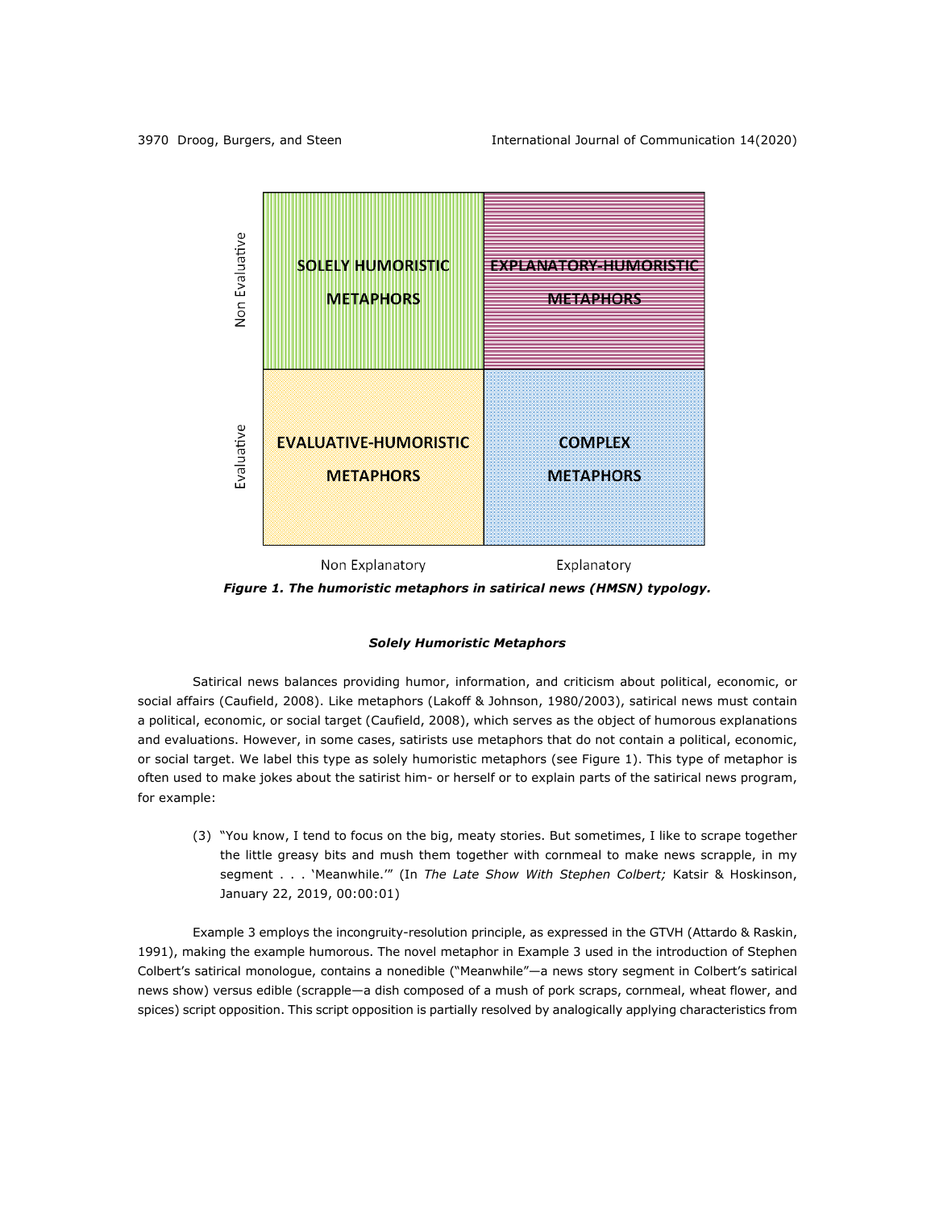| | Non Explanatory | Explanatory |
| --- | --- | --- |
| **Non Evaluative** | **SOLELY HUMORISTIC METAPHORS** | **EXPLANATORY-HUMORISTIC METAPHORS** |
| **Evaluative** | **EVALUATIVE-HUMORISTIC METAPHORS** | **COMPLEX METAPHORS** |

***Figure 1. The humoristic metaphors in satirical news (HMSN) typology.***

### *Solely Humoristic Metaphors*

Satirical news balances providing humor, information, and criticism about political, economic, or social affairs (Caufield, 2008). Like metaphors (Lakoff & Johnson, 1980/2003), satirical news must contain a political, economic, or social target (Caufield, 2008), which serves as the object of humorous explanations and evaluations. However, in some cases, satirists use metaphors that do not contain a political, economic, or social target. We label this type as solely humoristic metaphors (see Figure 1). This type of metaphor is often used to make jokes about the satirist him- or herself or to explain parts of the satirical news program, for example:

> (3) "You know, I tend to focus on the big, meaty stories. But sometimes, I like to scrape together the little greasy bits and mush them together with cornmeal to make news scrapple, in my segment . . . 'Meanwhile.'" (In *The Late Show With Stephen Colbert;* Katsir & Hoskinson, January 22, 2019, 00:00:01)

Example 3 employs the incongruity-resolution principle, as expressed in the GTVH (Attardo & Raskin, 1991), making the example humorous. The novel metaphor in Example 3 used in the introduction of Stephen Colbert's satirical monologue, contains a nonedible ("Meanwhile"—a news story segment in Colbert's satirical news show) versus edible (scrapple—a dish composed of a mush of pork scraps, cornmeal, wheat flower, and spices) script opposition. This script opposition is partially resolved by analogically applying characteristics from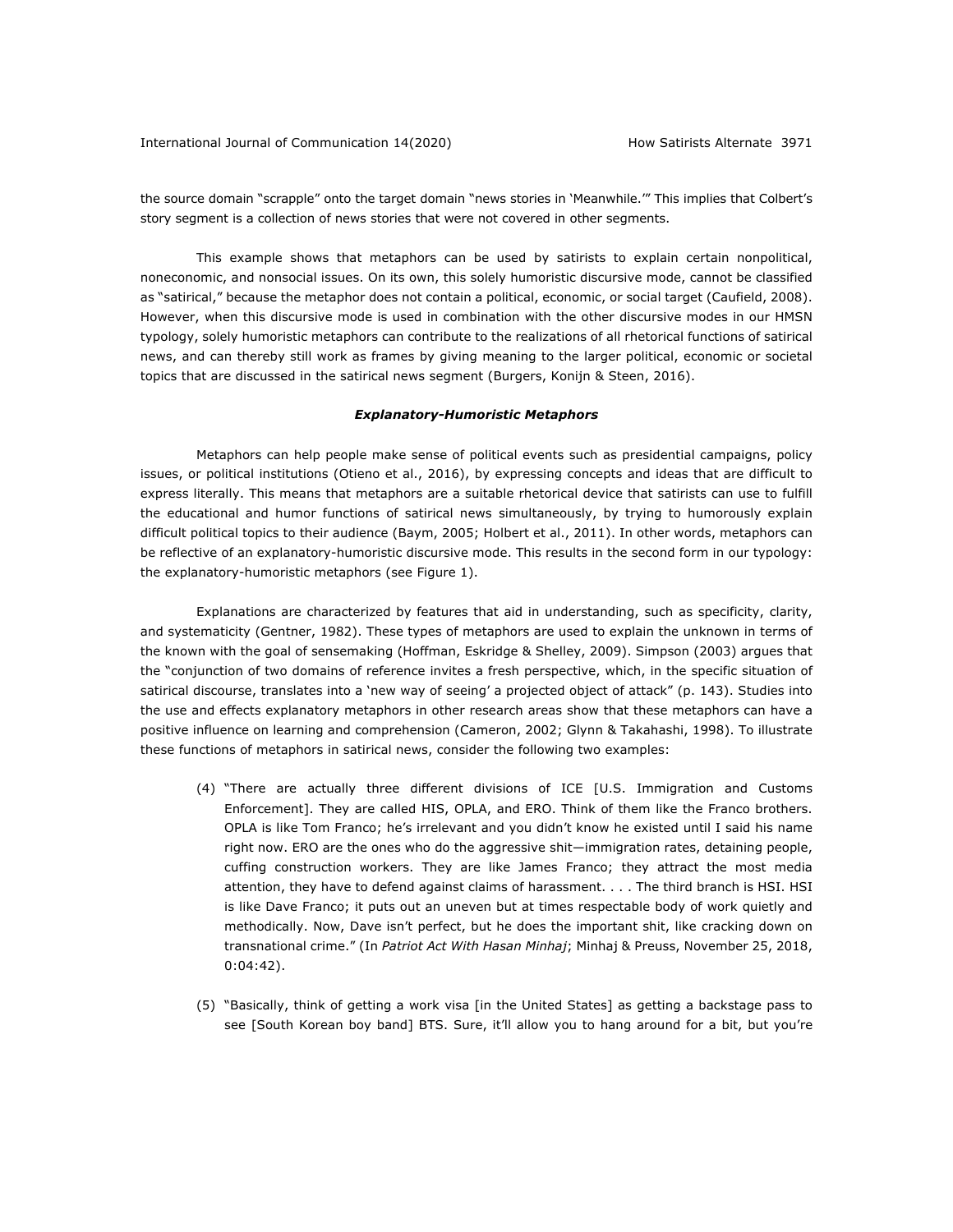the source domain "scrapple" onto the target domain "news stories in 'Meanwhile.'" This implies that Colbert's story segment is a collection of news stories that were not covered in other segments.

This example shows that metaphors can be used by satirists to explain certain nonpolitical, noneconomic, and nonsocial issues. On its own, this solely humoristic discursive mode, cannot be classified as "satirical," because the metaphor does not contain a political, economic, or social target (Caufield, 2008). However, when this discursive mode is used in combination with the other discursive modes in our HMSN typology, solely humoristic metaphors can contribute to the realizations of all rhetorical functions of satirical news, and can thereby still work as frames by giving meaning to the larger political, economic or societal topics that are discussed in the satirical news segment (Burgers, Konijn & Steen, 2016).

### *Explanatory-Humoristic Metaphors*

Metaphors can help people make sense of political events such as presidential campaigns, policy issues, or political institutions (Otieno et al., 2016), by expressing concepts and ideas that are difficult to express literally. This means that metaphors are a suitable rhetorical device that satirists can use to fulfill the educational and humor functions of satirical news simultaneously, by trying to humorously explain difficult political topics to their audience (Baym, 2005; Holbert et al., 2011). In other words, metaphors can be reflective of an explanatory-humoristic discursive mode. This results in the second form in our typology: the explanatory-humoristic metaphors (see Figure 1).

Explanations are characterized by features that aid in understanding, such as specificity, clarity, and systematicity (Gentner, 1982). These types of metaphors are used to explain the unknown in terms of the known with the goal of sensemaking (Hoffman, Eskridge & Shelley, 2009). Simpson (2003) argues that the "conjunction of two domains of reference invites a fresh perspective, which, in the specific situation of satirical discourse, translates into a 'new way of seeing' a projected object of attack" (p. 143). Studies into the use and effects explanatory metaphors in other research areas show that these metaphors can have a positive influence on learning and comprehension (Cameron, 2002; Glynn & Takahashi, 1998). To illustrate these functions of metaphors in satirical news, consider the following two examples:

(4) "There are actually three different divisions of ICE [U.S. Immigration and Customs Enforcement]. They are called HIS, OPLA, and ERO. Think of them like the Franco brothers. OPLA is like Tom Franco; he's irrelevant and you didn't know he existed until I said his name right now. ERO are the ones who do the aggressive shit—immigration rates, detaining people, cuffing construction workers. They are like James Franco; they attract the most media attention, they have to defend against claims of harassment. . . . The third branch is HSI. HSI is like Dave Franco; it puts out an uneven but at times respectable body of work quietly and methodically. Now, Dave isn't perfect, but he does the important shit, like cracking down on transnational crime." (In *Patriot Act With Hasan Minhaj*; Minhaj & Preuss, November 25, 2018, 0:04:42).

(5) "Basically, think of getting a work visa [in the United States] as getting a backstage pass to see [South Korean boy band] BTS. Sure, it'll allow you to hang around for a bit, but you're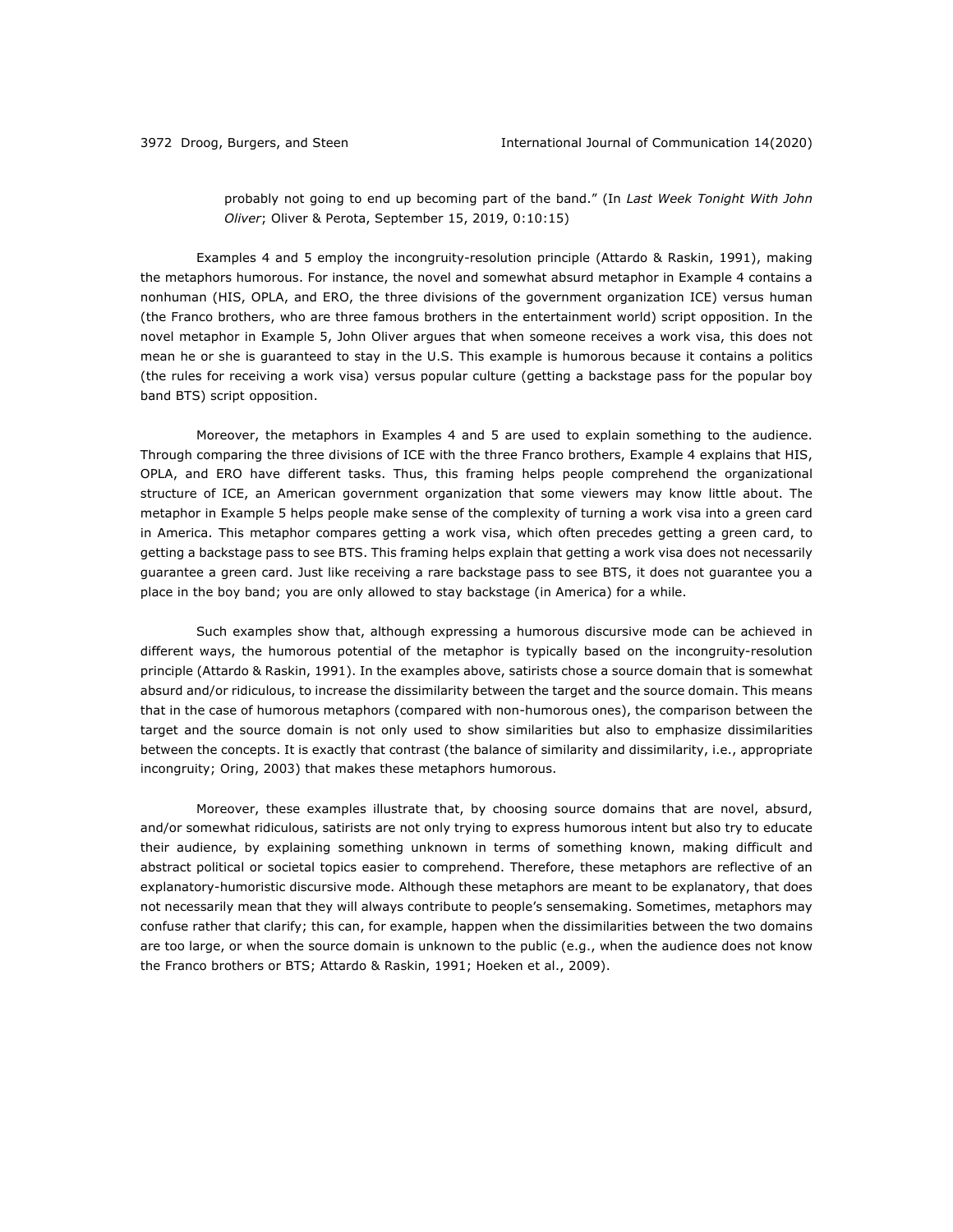> probably not going to end up becoming part of the band." (In *Last Week Tonight With John Oliver*; Oliver & Perota, September 15, 2019, 0:10:15)

Examples 4 and 5 employ the incongruity-resolution principle (Attardo & Raskin, 1991), making the metaphors humorous. For instance, the novel and somewhat absurd metaphor in Example 4 contains a nonhuman (HIS, OPLA, and ERO, the three divisions of the government organization ICE) versus human (the Franco brothers, who are three famous brothers in the entertainment world) script opposition. In the novel metaphor in Example 5, John Oliver argues that when someone receives a work visa, this does not mean he or she is guaranteed to stay in the U.S. This example is humorous because it contains a politics (the rules for receiving a work visa) versus popular culture (getting a backstage pass for the popular boy band BTS) script opposition.

Moreover, the metaphors in Examples 4 and 5 are used to explain something to the audience. Through comparing the three divisions of ICE with the three Franco brothers, Example 4 explains that HIS, OPLA, and ERO have different tasks. Thus, this framing helps people comprehend the organizational structure of ICE, an American government organization that some viewers may know little about. The metaphor in Example 5 helps people make sense of the complexity of turning a work visa into a green card in America. This metaphor compares getting a work visa, which often precedes getting a green card, to getting a backstage pass to see BTS. This framing helps explain that getting a work visa does not necessarily guarantee a green card. Just like receiving a rare backstage pass to see BTS, it does not guarantee you a place in the boy band; you are only allowed to stay backstage (in America) for a while.

Such examples show that, although expressing a humorous discursive mode can be achieved in different ways, the humorous potential of the metaphor is typically based on the incongruity-resolution principle (Attardo & Raskin, 1991). In the examples above, satirists chose a source domain that is somewhat absurd and/or ridiculous, to increase the dissimilarity between the target and the source domain. This means that in the case of humorous metaphors (compared with non-humorous ones), the comparison between the target and the source domain is not only used to show similarities but also to emphasize dissimilarities between the concepts. It is exactly that contrast (the balance of similarity and dissimilarity, i.e., appropriate incongruity; Oring, 2003) that makes these metaphors humorous.

Moreover, these examples illustrate that, by choosing source domains that are novel, absurd, and/or somewhat ridiculous, satirists are not only trying to express humorous intent but also try to educate their audience, by explaining something unknown in terms of something known, making difficult and abstract political or societal topics easier to comprehend. Therefore, these metaphors are reflective of an explanatory-humoristic discursive mode. Although these metaphors are meant to be explanatory, that does not necessarily mean that they will always contribute to people's sensemaking. Sometimes, metaphors may confuse rather that clarify; this can, for example, happen when the dissimilarities between the two domains are too large, or when the source domain is unknown to the public (e.g., when the audience does not know the Franco brothers or BTS; Attardo & Raskin, 1991; Hoeken et al., 2009).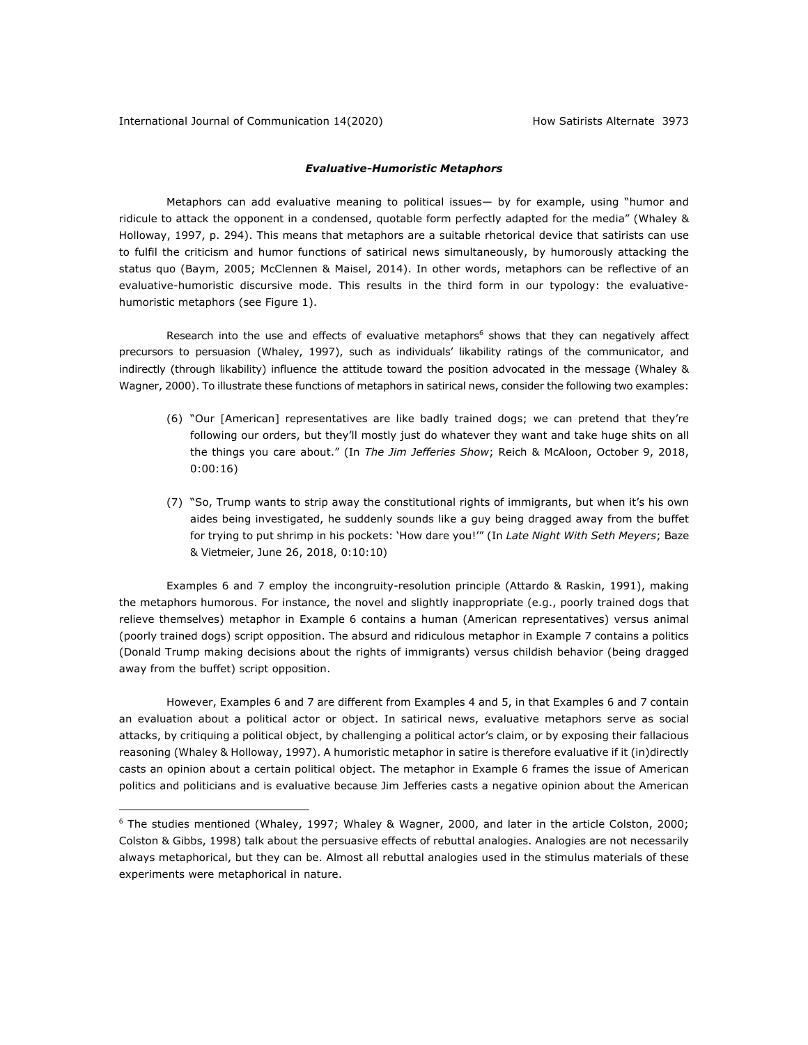### *Evaluative-Humoristic Metaphors*

Metaphors can add evaluative meaning to political issues— by for example, using "humor and ridicule to attack the opponent in a condensed, quotable form perfectly adapted for the media" (Whaley & Holloway, 1997, p. 294). This means that metaphors are a suitable rhetorical device that satirists can use to fulfil the criticism and humor functions of satirical news simultaneously, by humorously attacking the status quo (Baym, 2005; McClennen & Maisel, 2014). In other words, metaphors can be reflective of an evaluative-humoristic discursive mode. This results in the third form in our typology: the evaluative-humoristic metaphors (see Figure 1).

Research into the use and effects of evaluative metaphors[6] shows that they can negatively affect precursors to persuasion (Whaley, 1997), such as individuals' likability ratings of the communicator, and indirectly (through likability) influence the attitude toward the position advocated in the message (Whaley & Wagner, 2000). To illustrate these functions of metaphors in satirical news, consider the following two examples:

(6) "Our [American] representatives are like badly trained dogs; we can pretend that they're following our orders, but they'll mostly just do whatever they want and take huge shits on all the things you care about." (In *The Jim Jefferies Show*; Reich & McAloon, October 9, 2018, 0:00:16)

(7) "So, Trump wants to strip away the constitutional rights of immigrants, but when it's his own aides being investigated, he suddenly sounds like a guy being dragged away from the buffet for trying to put shrimp in his pockets: 'How dare you!'" (In *Late Night With Seth Meyers*; Baze & Vietmeier, June 26, 2018, 0:10:10)

Examples 6 and 7 employ the incongruity-resolution principle (Attardo & Raskin, 1991), making the metaphors humorous. For instance, the novel and slightly inappropriate (e.g., poorly trained dogs that relieve themselves) metaphor in Example 6 contains a human (American representatives) versus animal (poorly trained dogs) script opposition. The absurd and ridiculous metaphor in Example 7 contains a politics (Donald Trump making decisions about the rights of immigrants) versus childish behavior (being dragged away from the buffet) script opposition.

However, Examples 6 and 7 are different from Examples 4 and 5, in that Examples 6 and 7 contain an evaluation about a political actor or object. In satirical news, evaluative metaphors serve as social attacks, by critiquing a political object, by challenging a political actor's claim, or by exposing their fallacious reasoning (Whaley & Holloway, 1997). A humoristic metaphor in satire is therefore evaluative if it (in)directly casts an opinion about a certain political object. The metaphor in Example 6 frames the issue of American politics and politicians and is evaluative because Jim Jefferies casts a negative opinion about the American

[6] The studies mentioned (Whaley, 1997; Whaley & Wagner, 2000, and later in the article Colston, 2000; Colston & Gibbs, 1998) talk about the persuasive effects of rebuttal analogies. Analogies are not necessarily always metaphorical, but they can be. Almost all rebuttal analogies used in the stimulus materials of these experiments were metaphorical in nature.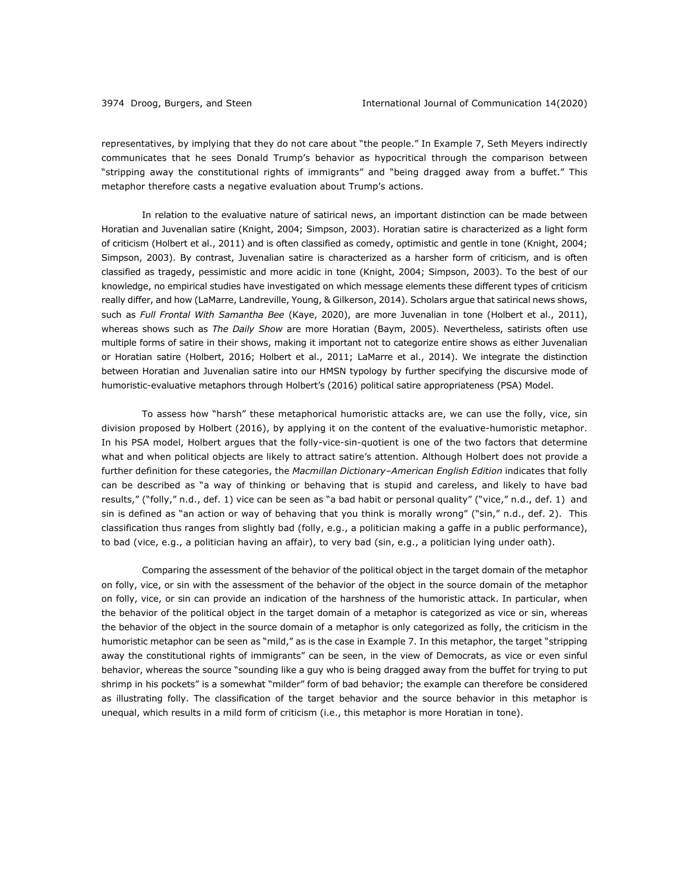representatives, by implying that they do not care about "the people." In Example 7, Seth Meyers indirectly communicates that he sees Donald Trump's behavior as hypocritical through the comparison between "stripping away the constitutional rights of immigrants" and "being dragged away from a buffet." This metaphor therefore casts a negative evaluation about Trump's actions.

In relation to the evaluative nature of satirical news, an important distinction can be made between Horatian and Juvenalian satire (Knight, 2004; Simpson, 2003). Horatian satire is characterized as a light form of criticism (Holbert et al., 2011) and is often classified as comedy, optimistic and gentle in tone (Knight, 2004; Simpson, 2003). By contrast, Juvenalian satire is characterized as a harsher form of criticism, and is often classified as tragedy, pessimistic and more acidic in tone (Knight, 2004; Simpson, 2003). To the best of our knowledge, no empirical studies have investigated on which message elements these different types of criticism really differ, and how (LaMarre, Landreville, Young, & Gilkerson, 2014). Scholars argue that satirical news shows, such as *Full Frontal With Samantha Bee* (Kaye, 2020), are more Juvenalian in tone (Holbert et al., 2011), whereas shows such as *The Daily Show* are more Horatian (Baym, 2005). Nevertheless, satirists often use multiple forms of satire in their shows, making it important not to categorize entire shows as either Juvenalian or Horatian satire (Holbert, 2016; Holbert et al., 2011; LaMarre et al., 2014). We integrate the distinction between Horatian and Juvenalian satire into our HMSN typology by further specifying the discursive mode of humoristic-evaluative metaphors through Holbert's (2016) political satire appropriateness (PSA) Model.

To assess how "harsh" these metaphorical humoristic attacks are, we can use the folly, vice, sin division proposed by Holbert (2016), by applying it on the content of the evaluative-humoristic metaphor. In his PSA model, Holbert argues that the folly-vice-sin-quotient is one of the two factors that determine what and when political objects are likely to attract satire's attention. Although Holbert does not provide a further definition for these categories, the *Macmillan Dictionary–American English Edition* indicates that folly can be described as "a way of thinking or behaving that is stupid and careless, and likely to have bad results," ("folly," n.d., def. 1) vice can be seen as "a bad habit or personal quality" ("vice," n.d., def. 1) and sin is defined as "an action or way of behaving that you think is morally wrong" ("sin," n.d., def. 2). This classification thus ranges from slightly bad (folly, e.g., a politician making a gaffe in a public performance), to bad (vice, e.g., a politician having an affair), to very bad (sin, e.g., a politician lying under oath).

Comparing the assessment of the behavior of the political object in the target domain of the metaphor on folly, vice, or sin with the assessment of the behavior of the object in the source domain of the metaphor on folly, vice, or sin can provide an indication of the harshness of the humoristic attack. In particular, when the behavior of the political object in the target domain of a metaphor is categorized as vice or sin, whereas the behavior of the object in the source domain of a metaphor is only categorized as folly, the criticism in the humoristic metaphor can be seen as "mild," as is the case in Example 7. In this metaphor, the target "stripping away the constitutional rights of immigrants" can be seen, in the view of Democrats, as vice or even sinful behavior, whereas the source "sounding like a guy who is being dragged away from the buffet for trying to put shrimp in his pockets" is a somewhat "milder" form of bad behavior; the example can therefore be considered as illustrating folly. The classification of the target behavior and the source behavior in this metaphor is unequal, which results in a mild form of criticism (i.e., this metaphor is more Horatian in tone).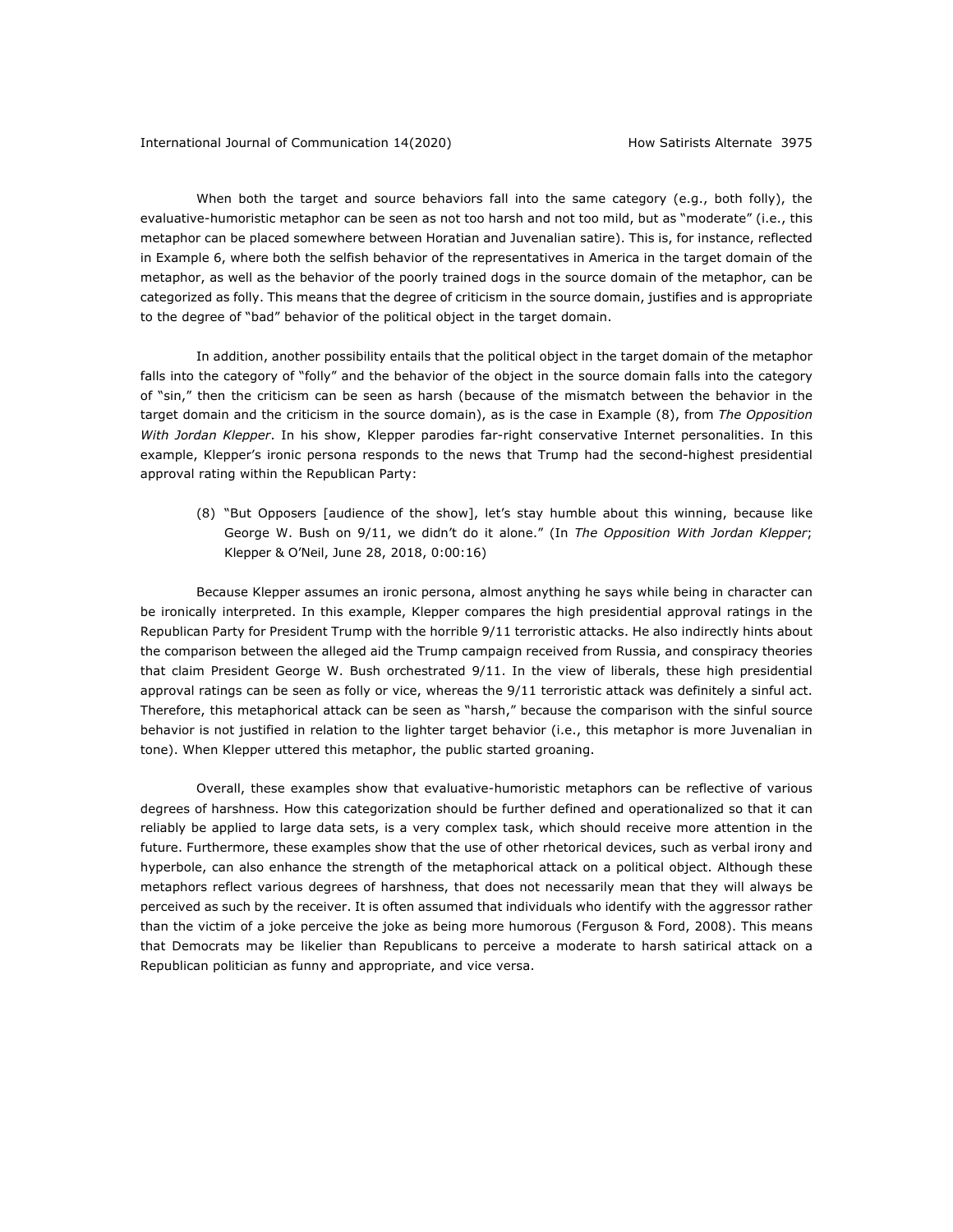When both the target and source behaviors fall into the same category (e.g., both folly), the evaluative-humoristic metaphor can be seen as not too harsh and not too mild, but as "moderate" (i.e., this metaphor can be placed somewhere between Horatian and Juvenalian satire). This is, for instance, reflected in Example 6, where both the selfish behavior of the representatives in America in the target domain of the metaphor, as well as the behavior of the poorly trained dogs in the source domain of the metaphor, can be categorized as folly. This means that the degree of criticism in the source domain, justifies and is appropriate to the degree of "bad" behavior of the political object in the target domain.

In addition, another possibility entails that the political object in the target domain of the metaphor falls into the category of "folly" and the behavior of the object in the source domain falls into the category of "sin," then the criticism can be seen as harsh (because of the mismatch between the behavior in the target domain and the criticism in the source domain), as is the case in Example (8), from *The Opposition With Jordan Klepper*. In his show, Klepper parodies far-right conservative Internet personalities. In this example, Klepper's ironic persona responds to the news that Trump had the second-highest presidential approval rating within the Republican Party:

> (8) "But Opposers [audience of the show], let's stay humble about this winning, because like George W. Bush on 9/11, we didn't do it alone." (In *The Opposition With Jordan Klepper*; Klepper & O'Neil, June 28, 2018, 0:00:16)

Because Klepper assumes an ironic persona, almost anything he says while being in character can be ironically interpreted. In this example, Klepper compares the high presidential approval ratings in the Republican Party for President Trump with the horrible 9/11 terroristic attacks. He also indirectly hints about the comparison between the alleged aid the Trump campaign received from Russia, and conspiracy theories that claim President George W. Bush orchestrated 9/11. In the view of liberals, these high presidential approval ratings can be seen as folly or vice, whereas the 9/11 terroristic attack was definitely a sinful act. Therefore, this metaphorical attack can be seen as "harsh," because the comparison with the sinful source behavior is not justified in relation to the lighter target behavior (i.e., this metaphor is more Juvenalian in tone). When Klepper uttered this metaphor, the public started groaning.

Overall, these examples show that evaluative-humoristic metaphors can be reflective of various degrees of harshness. How this categorization should be further defined and operationalized so that it can reliably be applied to large data sets, is a very complex task, which should receive more attention in the future. Furthermore, these examples show that the use of other rhetorical devices, such as verbal irony and hyperbole, can also enhance the strength of the metaphorical attack on a political object. Although these metaphors reflect various degrees of harshness, that does not necessarily mean that they will always be perceived as such by the receiver. It is often assumed that individuals who identify with the aggressor rather than the victim of a joke perceive the joke as being more humorous (Ferguson & Ford, 2008). This means that Democrats may be likelier than Republicans to perceive a moderate to harsh satirical attack on a Republican politician as funny and appropriate, and vice versa.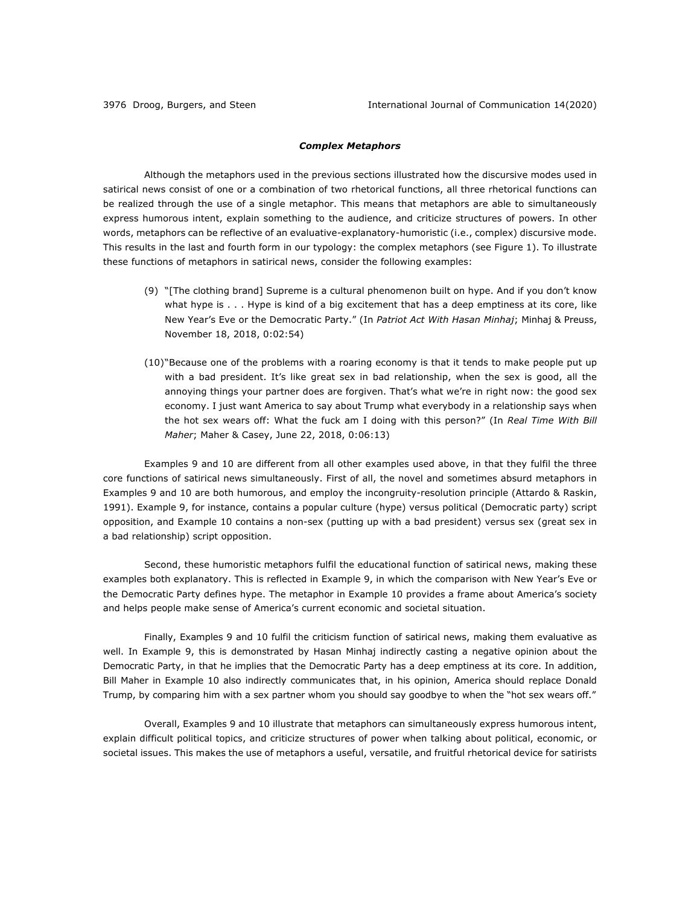### *Complex Metaphors*

Although the metaphors used in the previous sections illustrated how the discursive modes used in satirical news consist of one or a combination of two rhetorical functions, all three rhetorical functions can be realized through the use of a single metaphor. This means that metaphors are able to simultaneously express humorous intent, explain something to the audience, and criticize structures of powers. In other words, metaphors can be reflective of an evaluative-explanatory-humoristic (i.e., complex) discursive mode. This results in the last and fourth form in our typology: the complex metaphors (see Figure 1). To illustrate these functions of metaphors in satirical news, consider the following examples:

(9) "[The clothing brand] Supreme is a cultural phenomenon built on hype. And if you don't know what hype is . . . Hype is kind of a big excitement that has a deep emptiness at its core, like New Year's Eve or the Democratic Party." (In *Patriot Act With Hasan Minhaj*; Minhaj & Preuss, November 18, 2018, 0:02:54)

(10) "Because one of the problems with a roaring economy is that it tends to make people put up with a bad president. It's like great sex in bad relationship, when the sex is good, all the annoying things your partner does are forgiven. That's what we're in right now: the good sex economy. I just want America to say about Trump what everybody in a relationship says when the hot sex wears off: What the fuck am I doing with this person?" (In *Real Time With Bill Maher*; Maher & Casey, June 22, 2018, 0:06:13)

Examples 9 and 10 are different from all other examples used above, in that they fulfil the three core functions of satirical news simultaneously. First of all, the novel and sometimes absurd metaphors in Examples 9 and 10 are both humorous, and employ the incongruity-resolution principle (Attardo & Raskin, 1991). Example 9, for instance, contains a popular culture (hype) versus political (Democratic party) script opposition, and Example 10 contains a non-sex (putting up with a bad president) versus sex (great sex in a bad relationship) script opposition.

Second, these humoristic metaphors fulfil the educational function of satirical news, making these examples both explanatory. This is reflected in Example 9, in which the comparison with New Year's Eve or the Democratic Party defines hype. The metaphor in Example 10 provides a frame about America's society and helps people make sense of America's current economic and societal situation.

Finally, Examples 9 and 10 fulfil the criticism function of satirical news, making them evaluative as well. In Example 9, this is demonstrated by Hasan Minhaj indirectly casting a negative opinion about the Democratic Party, in that he implies that the Democratic Party has a deep emptiness at its core. In addition, Bill Maher in Example 10 also indirectly communicates that, in his opinion, America should replace Donald Trump, by comparing him with a sex partner whom you should say goodbye to when the "hot sex wears off."

Overall, Examples 9 and 10 illustrate that metaphors can simultaneously express humorous intent, explain difficult political topics, and criticize structures of power when talking about political, economic, or societal issues. This makes the use of metaphors a useful, versatile, and fruitful rhetorical device for satirists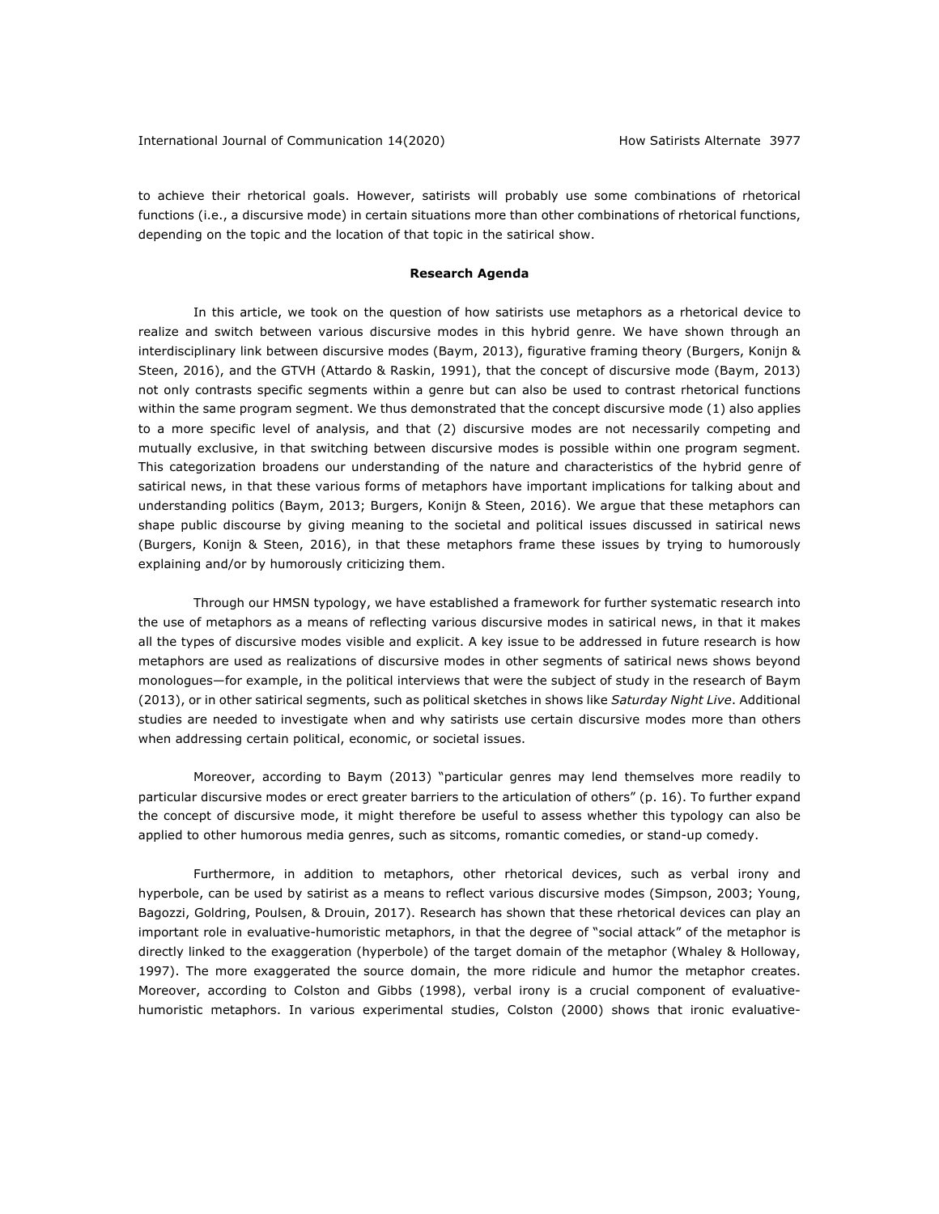to achieve their rhetorical goals. However, satirists will probably use some combinations of rhetorical functions (i.e., a discursive mode) in certain situations more than other combinations of rhetorical functions, depending on the topic and the location of that topic in the satirical show.

## Research Agenda

In this article, we took on the question of how satirists use metaphors as a rhetorical device to realize and switch between various discursive modes in this hybrid genre. We have shown through an interdisciplinary link between discursive modes (Baym, 2013), figurative framing theory (Burgers, Konijn & Steen, 2016), and the GTVH (Attardo & Raskin, 1991), that the concept of discursive mode (Baym, 2013) not only contrasts specific segments within a genre but can also be used to contrast rhetorical functions within the same program segment. We thus demonstrated that the concept discursive mode (1) also applies to a more specific level of analysis, and that (2) discursive modes are not necessarily competing and mutually exclusive, in that switching between discursive modes is possible within one program segment. This categorization broadens our understanding of the nature and characteristics of the hybrid genre of satirical news, in that these various forms of metaphors have important implications for talking about and understanding politics (Baym, 2013; Burgers, Konijn & Steen, 2016). We argue that these metaphors can shape public discourse by giving meaning to the societal and political issues discussed in satirical news (Burgers, Konijn & Steen, 2016), in that these metaphors frame these issues by trying to humorously explaining and/or by humorously criticizing them.

Through our HMSN typology, we have established a framework for further systematic research into the use of metaphors as a means of reflecting various discursive modes in satirical news, in that it makes all the types of discursive modes visible and explicit. A key issue to be addressed in future research is how metaphors are used as realizations of discursive modes in other segments of satirical news shows beyond monologues—for example, in the political interviews that were the subject of study in the research of Baym (2013), or in other satirical segments, such as political sketches in shows like *Saturday Night Live*. Additional studies are needed to investigate when and why satirists use certain discursive modes more than others when addressing certain political, economic, or societal issues.

Moreover, according to Baym (2013) "particular genres may lend themselves more readily to particular discursive modes or erect greater barriers to the articulation of others" (p. 16). To further expand the concept of discursive mode, it might therefore be useful to assess whether this typology can also be applied to other humorous media genres, such as sitcoms, romantic comedies, or stand-up comedy.

Furthermore, in addition to metaphors, other rhetorical devices, such as verbal irony and hyperbole, can be used by satirist as a means to reflect various discursive modes (Simpson, 2003; Young, Bagozzi, Goldring, Poulsen, & Drouin, 2017). Research has shown that these rhetorical devices can play an important role in evaluative-humoristic metaphors, in that the degree of "social attack" of the metaphor is directly linked to the exaggeration (hyperbole) of the target domain of the metaphor (Whaley & Holloway, 1997). The more exaggerated the source domain, the more ridicule and humor the metaphor creates. Moreover, according to Colston and Gibbs (1998), verbal irony is a crucial component of evaluative-humoristic metaphors. In various experimental studies, Colston (2000) shows that ironic evaluative-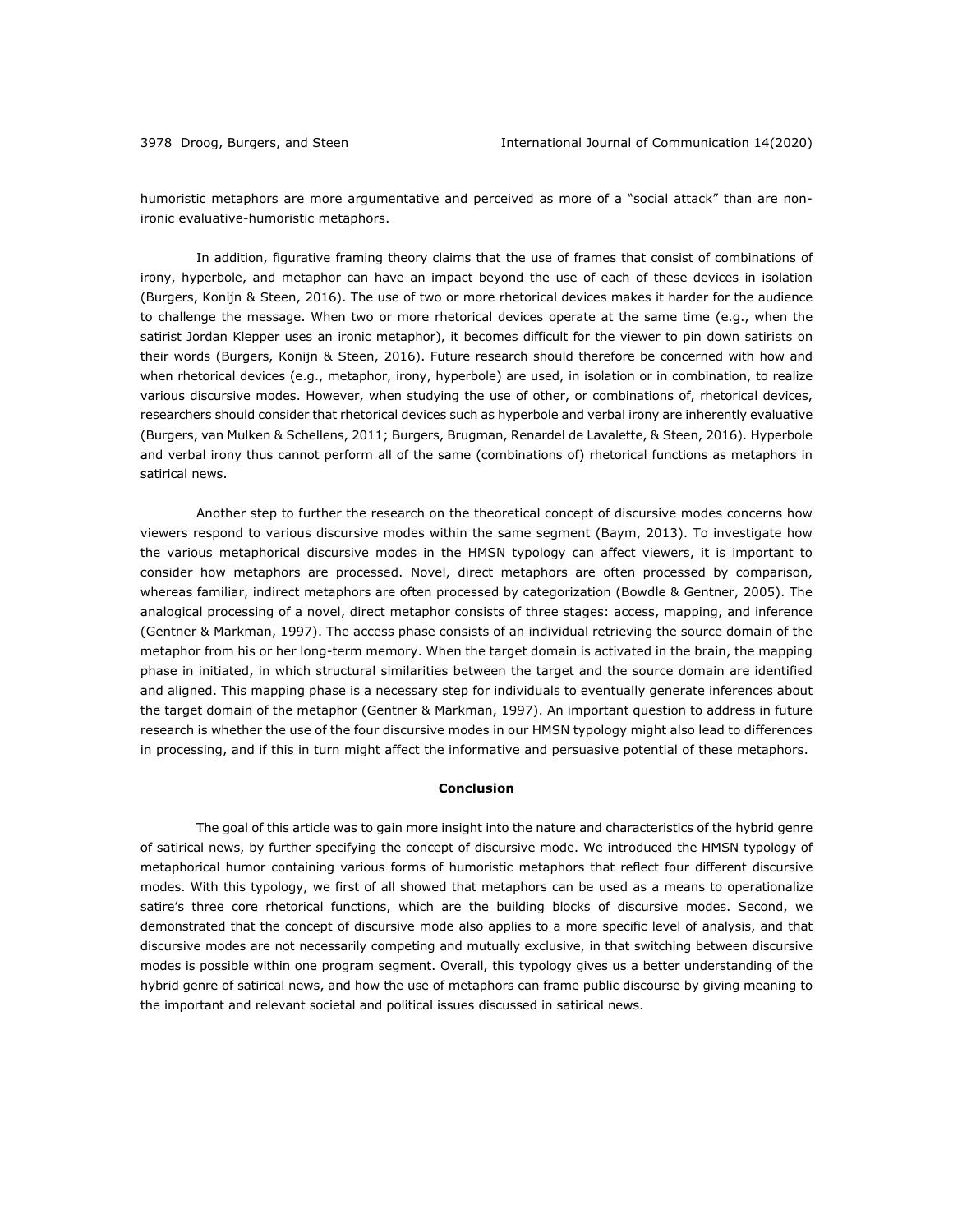humoristic metaphors are more argumentative and perceived as more of a "social attack" than are non-ironic evaluative-humoristic metaphors.

In addition, figurative framing theory claims that the use of frames that consist of combinations of irony, hyperbole, and metaphor can have an impact beyond the use of each of these devices in isolation (Burgers, Konijn & Steen, 2016). The use of two or more rhetorical devices makes it harder for the audience to challenge the message. When two or more rhetorical devices operate at the same time (e.g., when the satirist Jordan Klepper uses an ironic metaphor), it becomes difficult for the viewer to pin down satirists on their words (Burgers, Konijn & Steen, 2016). Future research should therefore be concerned with how and when rhetorical devices (e.g., metaphor, irony, hyperbole) are used, in isolation or in combination, to realize various discursive modes. However, when studying the use of other, or combinations of, rhetorical devices, researchers should consider that rhetorical devices such as hyperbole and verbal irony are inherently evaluative (Burgers, van Mulken & Schellens, 2011; Burgers, Brugman, Renardel de Lavalette, & Steen, 2016). Hyperbole and verbal irony thus cannot perform all of the same (combinations of) rhetorical functions as metaphors in satirical news.

Another step to further the research on the theoretical concept of discursive modes concerns how viewers respond to various discursive modes within the same segment (Baym, 2013). To investigate how the various metaphorical discursive modes in the HMSN typology can affect viewers, it is important to consider how metaphors are processed. Novel, direct metaphors are often processed by comparison, whereas familiar, indirect metaphors are often processed by categorization (Bowdle & Gentner, 2005). The analogical processing of a novel, direct metaphor consists of three stages: access, mapping, and inference (Gentner & Markman, 1997). The access phase consists of an individual retrieving the source domain of the metaphor from his or her long-term memory. When the target domain is activated in the brain, the mapping phase in initiated, in which structural similarities between the target and the source domain are identified and aligned. This mapping phase is a necessary step for individuals to eventually generate inferences about the target domain of the metaphor (Gentner & Markman, 1997). An important question to address in future research is whether the use of the four discursive modes in our HMSN typology might also lead to differences in processing, and if this in turn might affect the informative and persuasive potential of these metaphors.

## Conclusion

The goal of this article was to gain more insight into the nature and characteristics of the hybrid genre of satirical news, by further specifying the concept of discursive mode. We introduced the HMSN typology of metaphorical humor containing various forms of humoristic metaphors that reflect four different discursive modes. With this typology, we first of all showed that metaphors can be used as a means to operationalize satire's three core rhetorical functions, which are the building blocks of discursive modes. Second, we demonstrated that the concept of discursive mode also applies to a more specific level of analysis, and that discursive modes are not necessarily competing and mutually exclusive, in that switching between discursive modes is possible within one program segment. Overall, this typology gives us a better understanding of the hybrid genre of satirical news, and how the use of metaphors can frame public discourse by giving meaning to the important and relevant societal and political issues discussed in satirical news.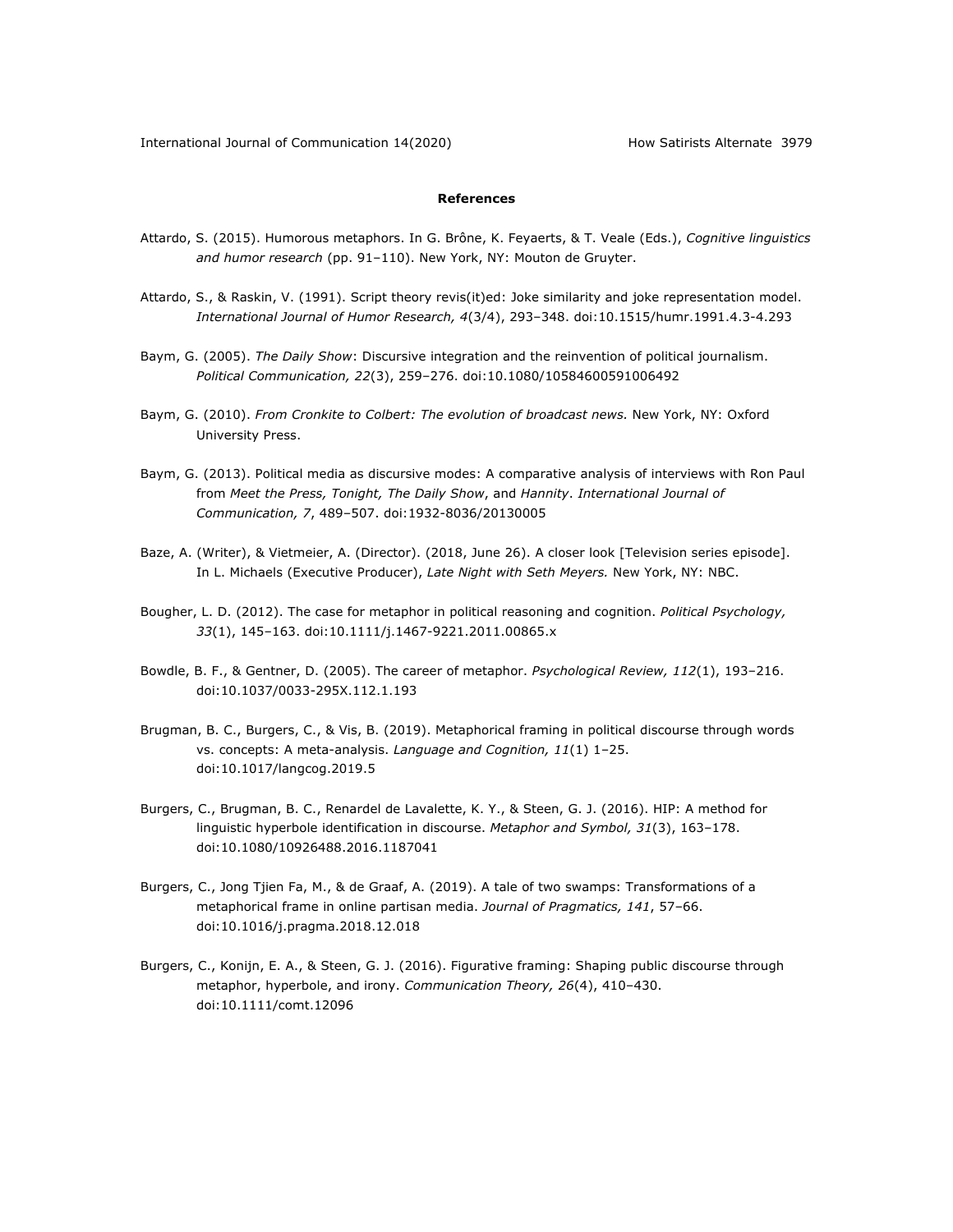## References

Attardo, S. (2015). Humorous metaphors. In G. Brône, K. Feyaerts, & T. Veale (Eds.), *Cognitive linguistics and humor research* (pp. 91–110). New York, NY: Mouton de Gruyter.

Attardo, S., & Raskin, V. (1991). Script theory revis(it)ed: Joke similarity and joke representation model. *International Journal of Humor Research, 4*(3/4), 293–348. doi:10.1515/humr.1991.4.3-4.293

Baym, G. (2005). *The Daily Show*: Discursive integration and the reinvention of political journalism. *Political Communication, 22*(3), 259–276. doi:10.1080/10584600591006492

Baym, G. (2010). *From Cronkite to Colbert: The evolution of broadcast news.* New York, NY: Oxford University Press.

Baym, G. (2013). Political media as discursive modes: A comparative analysis of interviews with Ron Paul from *Meet the Press, Tonight, The Daily Show*, and *Hannity*. *International Journal of Communication, 7*, 489–507. doi:1932-8036/20130005

Baze, A. (Writer), & Vietmeier, A. (Director). (2018, June 26). A closer look [Television series episode]. In L. Michaels (Executive Producer), *Late Night with Seth Meyers.* New York, NY: NBC.

Bougher, L. D. (2012). The case for metaphor in political reasoning and cognition. *Political Psychology, 33*(1), 145–163. doi:10.1111/j.1467-9221.2011.00865.x

Bowdle, B. F., & Gentner, D. (2005). The career of metaphor. *Psychological Review, 112*(1), 193–216. doi:10.1037/0033-295X.112.1.193

Brugman, B. C., Burgers, C., & Vis, B. (2019). Metaphorical framing in political discourse through words vs. concepts: A meta-analysis. *Language and Cognition, 11*(1) 1–25. doi:10.1017/langcog.2019.5

Burgers, C., Brugman, B. C., Renardel de Lavalette, K. Y., & Steen, G. J. (2016). HIP: A method for linguistic hyperbole identification in discourse. *Metaphor and Symbol, 31*(3), 163–178. doi:10.1080/10926488.2016.1187041

Burgers, C., Jong Tjien Fa, M., & de Graaf, A. (2019). A tale of two swamps: Transformations of a metaphorical frame in online partisan media. *Journal of Pragmatics, 141*, 57–66. doi:10.1016/j.pragma.2018.12.018

Burgers, C., Konijn, E. A., & Steen, G. J. (2016). Figurative framing: Shaping public discourse through metaphor, hyperbole, and irony. *Communication Theory, 26*(4), 410–430. doi:10.1111/comt.12096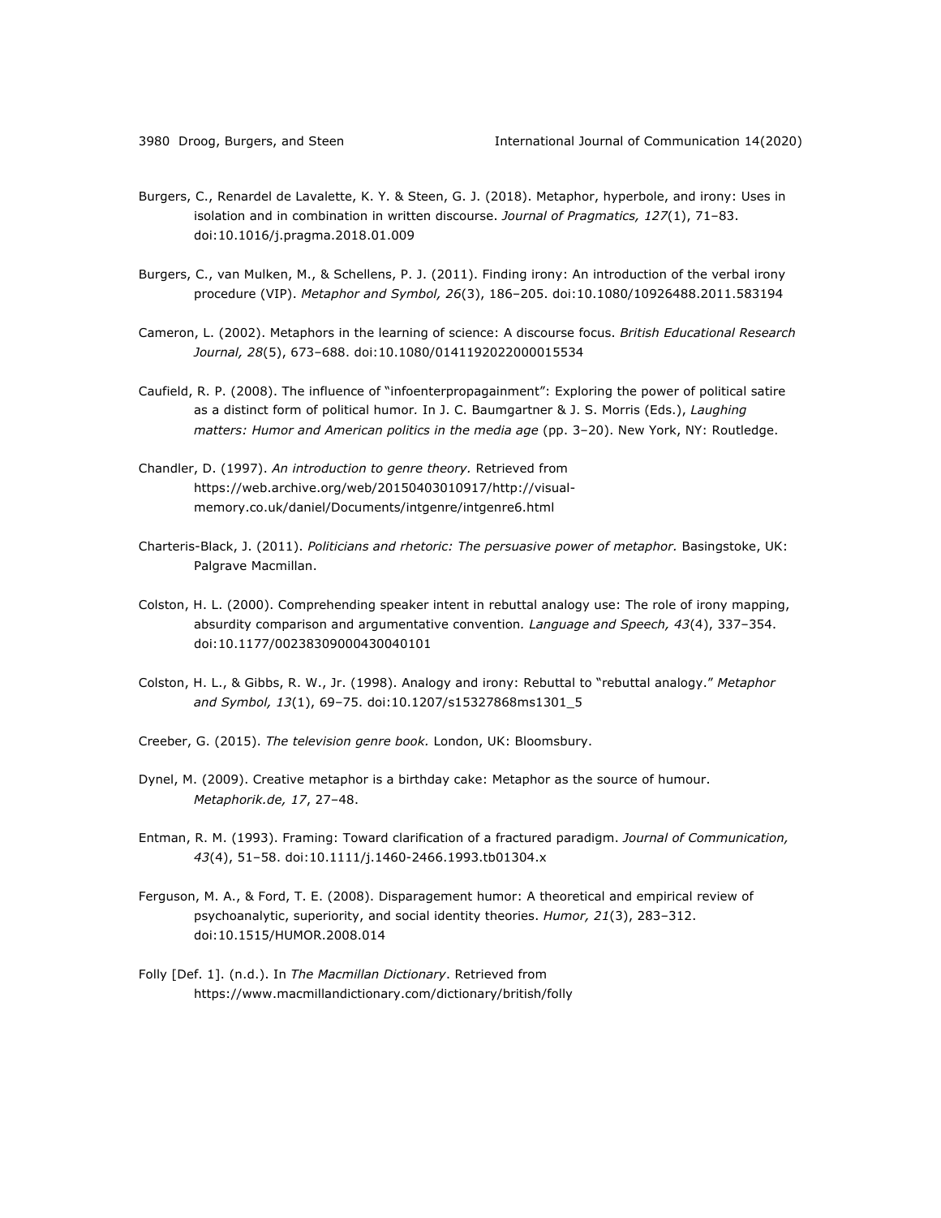Burgers, C., Renardel de Lavalette, K. Y. & Steen, G. J. (2018). Metaphor, hyperbole, and irony: Uses in isolation and in combination in written discourse. *Journal of Pragmatics, 127*(1), 71–83. doi:10.1016/j.pragma.2018.01.009

Burgers, C., van Mulken, M., & Schellens, P. J. (2011). Finding irony: An introduction of the verbal irony procedure (VIP). *Metaphor and Symbol, 26*(3), 186–205. doi:10.1080/10926488.2011.583194

Cameron, L. (2002). Metaphors in the learning of science: A discourse focus. *British Educational Research Journal, 28*(5), 673–688. doi:10.1080/0141192022000015534

Caufield, R. P. (2008). The influence of "infoenterpropagainment": Exploring the power of political satire as a distinct form of political humor. In J. C. Baumgartner & J. S. Morris (Eds.), *Laughing matters: Humor and American politics in the media age* (pp. 3–20). New York, NY: Routledge.

Chandler, D. (1997). *An introduction to genre theory.* Retrieved from https://web.archive.org/web/20150403010917/http://visual-memory.co.uk/daniel/Documents/intgenre/intgenre6.html

Charteris-Black, J. (2011). *Politicians and rhetoric: The persuasive power of metaphor.* Basingstoke, UK: Palgrave Macmillan.

Colston, H. L. (2000). Comprehending speaker intent in rebuttal analogy use: The role of irony mapping, absurdity comparison and argumentative convention. *Language and Speech, 43*(4), 337–354. doi:10.1177/00238309000430040101

Colston, H. L., & Gibbs, R. W., Jr. (1998). Analogy and irony: Rebuttal to "rebuttal analogy." *Metaphor and Symbol, 13*(1), 69–75. doi:10.1207/s15327868ms1301_5

Creeber, G. (2015). *The television genre book.* London, UK: Bloomsbury.

Dynel, M. (2009). Creative metaphor is a birthday cake: Metaphor as the source of humour. *Metaphorik.de, 17*, 27–48.

Entman, R. M. (1993). Framing: Toward clarification of a fractured paradigm. *Journal of Communication, 43*(4), 51–58. doi:10.1111/j.1460-2466.1993.tb01304.x

Ferguson, M. A., & Ford, T. E. (2008). Disparagement humor: A theoretical and empirical review of psychoanalytic, superiority, and social identity theories. *Humor, 21*(3), 283–312. doi:10.1515/HUMOR.2008.014

Folly [Def. 1]. (n.d.). In *The Macmillan Dictionary*. Retrieved from https://www.macmillandictionary.com/dictionary/british/folly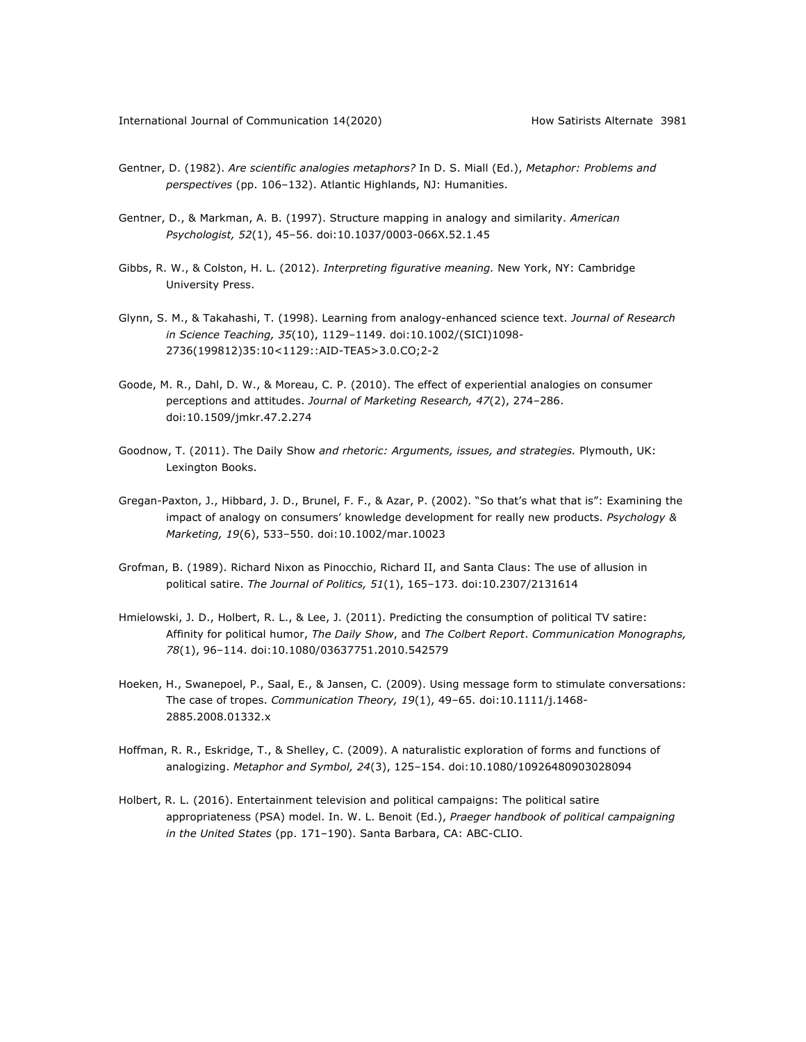Gentner, D. (1982). *Are scientific analogies metaphors?* In D. S. Miall (Ed.), *Metaphor: Problems and perspectives* (pp. 106–132). Atlantic Highlands, NJ: Humanities.

Gentner, D., & Markman, A. B. (1997). Structure mapping in analogy and similarity. *American Psychologist, 52*(1), 45–56. doi:10.1037/0003-066X.52.1.45

Gibbs, R. W., & Colston, H. L. (2012). *Interpreting figurative meaning.* New York, NY: Cambridge University Press.

Glynn, S. M., & Takahashi, T. (1998). Learning from analogy-enhanced science text. *Journal of Research in Science Teaching, 35*(10), 1129–1149. doi:10.1002/(SICI)1098-2736(199812)35:10<1129::AID-TEA5>3.0.CO;2-2

Goode, M. R., Dahl, D. W., & Moreau, C. P. (2010). The effect of experiential analogies on consumer perceptions and attitudes. *Journal of Marketing Research, 47*(2), 274–286. doi:10.1509/jmkr.47.2.274

Goodnow, T. (2011). The Daily Show *and rhetoric: Arguments, issues, and strategies.* Plymouth, UK: Lexington Books.

Gregan-Paxton, J., Hibbard, J. D., Brunel, F. F., & Azar, P. (2002). "So that's what that is": Examining the impact of analogy on consumers' knowledge development for really new products. *Psychology & Marketing, 19*(6), 533–550. doi:10.1002/mar.10023

Grofman, B. (1989). Richard Nixon as Pinocchio, Richard II, and Santa Claus: The use of allusion in political satire. *The Journal of Politics, 51*(1), 165–173. doi:10.2307/2131614

Hmielowski, J. D., Holbert, R. L., & Lee, J. (2011). Predicting the consumption of political TV satire: Affinity for political humor, *The Daily Show*, and *The Colbert Report*. *Communication Monographs, 78*(1), 96–114. doi:10.1080/03637751.2010.542579

Hoeken, H., Swanepoel, P., Saal, E., & Jansen, C. (2009). Using message form to stimulate conversations: The case of tropes. *Communication Theory, 19*(1), 49–65. doi:10.1111/j.1468-2885.2008.01332.x

Hoffman, R. R., Eskridge, T., & Shelley, C. (2009). A naturalistic exploration of forms and functions of analogizing. *Metaphor and Symbol, 24*(3), 125–154. doi:10.1080/10926480903028094

Holbert, R. L. (2016). Entertainment television and political campaigns: The political satire appropriateness (PSA) model. In. W. L. Benoit (Ed.), *Praeger handbook of political campaigning in the United States* (pp. 171–190). Santa Barbara, CA: ABC-CLIO.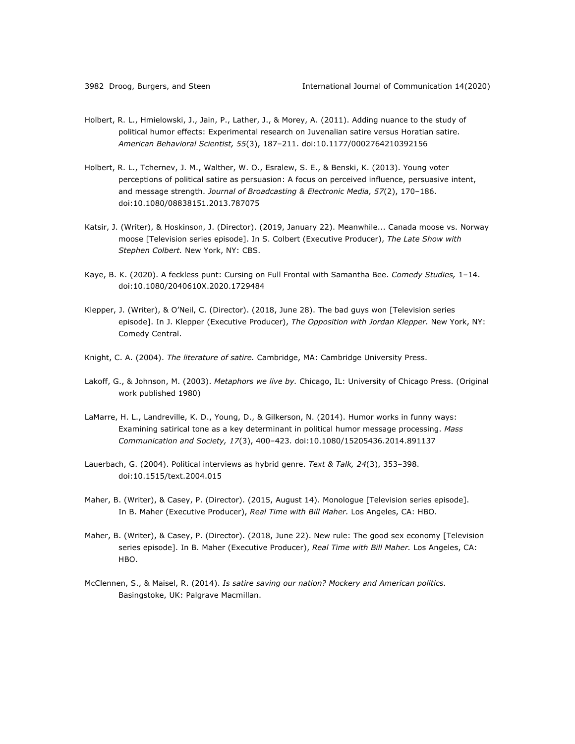Holbert, R. L., Hmielowski, J., Jain, P., Lather, J., & Morey, A. (2011). Adding nuance to the study of political humor effects: Experimental research on Juvenalian satire versus Horatian satire. *American Behavioral Scientist, 55*(3), 187–211. doi:10.1177/0002764210392156

Holbert, R. L., Tchernev, J. M., Walther, W. O., Esralew, S. E., & Benski, K. (2013). Young voter perceptions of political satire as persuasion: A focus on perceived influence, persuasive intent, and message strength. *Journal of Broadcasting & Electronic Media, 57*(2), 170–186. doi:10.1080/08838151.2013.787075

Katsir, J. (Writer), & Hoskinson, J. (Director). (2019, January 22). Meanwhile... Canada moose vs. Norway moose [Television series episode]. In S. Colbert (Executive Producer), *The Late Show with Stephen Colbert.* New York, NY: CBS.

Kaye, B. K. (2020). A feckless punt: Cursing on Full Frontal with Samantha Bee. *Comedy Studies,* 1–14. doi:10.1080/2040610X.2020.1729484

Klepper, J. (Writer), & O'Neil, C. (Director). (2018, June 28). The bad guys won [Television series episode]. In J. Klepper (Executive Producer), *The Opposition with Jordan Klepper.* New York, NY: Comedy Central.

Knight, C. A. (2004). *The literature of satire.* Cambridge, MA: Cambridge University Press.

Lakoff, G., & Johnson, M. (2003). *Metaphors we live by.* Chicago, IL: University of Chicago Press. (Original work published 1980)

LaMarre, H. L., Landreville, K. D., Young, D., & Gilkerson, N. (2014). Humor works in funny ways: Examining satirical tone as a key determinant in political humor message processing. *Mass Communication and Society, 17*(3), 400–423. doi:10.1080/15205436.2014.891137

Lauerbach, G. (2004). Political interviews as hybrid genre. *Text & Talk, 24*(3), 353–398. doi:10.1515/text.2004.015

Maher, B. (Writer), & Casey, P. (Director). (2015, August 14). Monologue [Television series episode]. In B. Maher (Executive Producer), *Real Time with Bill Maher.* Los Angeles, CA: HBO.

Maher, B. (Writer), & Casey, P. (Director). (2018, June 22). New rule: The good sex economy [Television series episode]. In B. Maher (Executive Producer), *Real Time with Bill Maher.* Los Angeles, CA: HBO.

McClennen, S., & Maisel, R. (2014). *Is satire saving our nation? Mockery and American politics.* Basingstoke, UK: Palgrave Macmillan.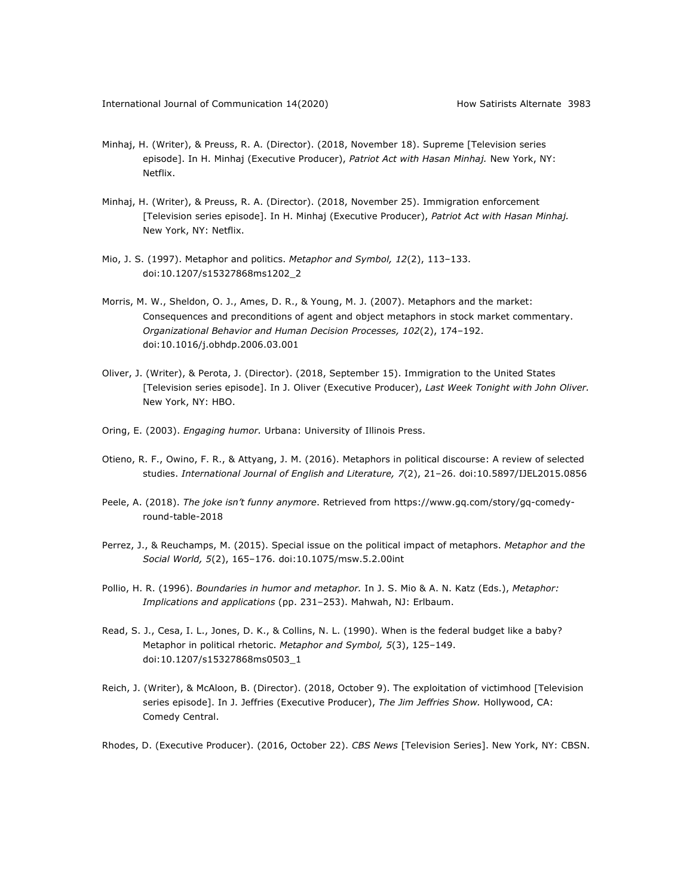Minhaj, H. (Writer), & Preuss, R. A. (Director). (2018, November 18). Supreme [Television series episode]. In H. Minhaj (Executive Producer), *Patriot Act with Hasan Minhaj.* New York, NY: Netflix.

Minhaj, H. (Writer), & Preuss, R. A. (Director). (2018, November 25). Immigration enforcement [Television series episode]. In H. Minhaj (Executive Producer), *Patriot Act with Hasan Minhaj.* New York, NY: Netflix.

Mio, J. S. (1997). Metaphor and politics. *Metaphor and Symbol, 12*(2), 113–133. doi:10.1207/s15327868ms1202_2

Morris, M. W., Sheldon, O. J., Ames, D. R., & Young, M. J. (2007). Metaphors and the market: Consequences and preconditions of agent and object metaphors in stock market commentary. *Organizational Behavior and Human Decision Processes, 102*(2), 174–192. doi:10.1016/j.obhdp.2006.03.001

Oliver, J. (Writer), & Perota, J. (Director). (2018, September 15). Immigration to the United States [Television series episode]. In J. Oliver (Executive Producer), *Last Week Tonight with John Oliver.* New York, NY: HBO.

Oring, E. (2003). *Engaging humor.* Urbana: University of Illinois Press.

Otieno, R. F., Owino, F. R., & Attyang, J. M. (2016). Metaphors in political discourse: A review of selected studies. *International Journal of English and Literature, 7*(2), 21–26. doi:10.5897/IJEL2015.0856

Peele, A. (2018). *The joke isn't funny anymore*. Retrieved from https://www.gq.com/story/gq-comedy-round-table-2018

Perrez, J., & Reuchamps, M. (2015). Special issue on the political impact of metaphors. *Metaphor and the Social World, 5*(2), 165–176. doi:10.1075/msw.5.2.00int

Pollio, H. R. (1996). *Boundaries in humor and metaphor.* In J. S. Mio & A. N. Katz (Eds.), *Metaphor: Implications and applications* (pp. 231–253). Mahwah, NJ: Erlbaum.

Read, S. J., Cesa, I. L., Jones, D. K., & Collins, N. L. (1990). When is the federal budget like a baby? Metaphor in political rhetoric. *Metaphor and Symbol, 5*(3), 125–149. doi:10.1207/s15327868ms0503_1

Reich, J. (Writer), & McAloon, B. (Director). (2018, October 9). The exploitation of victimhood [Television series episode]. In J. Jeffries (Executive Producer), *The Jim Jeffries Show.* Hollywood, CA: Comedy Central.

Rhodes, D. (Executive Producer). (2016, October 22). *CBS News* [Television Series]. New York, NY: CBSN.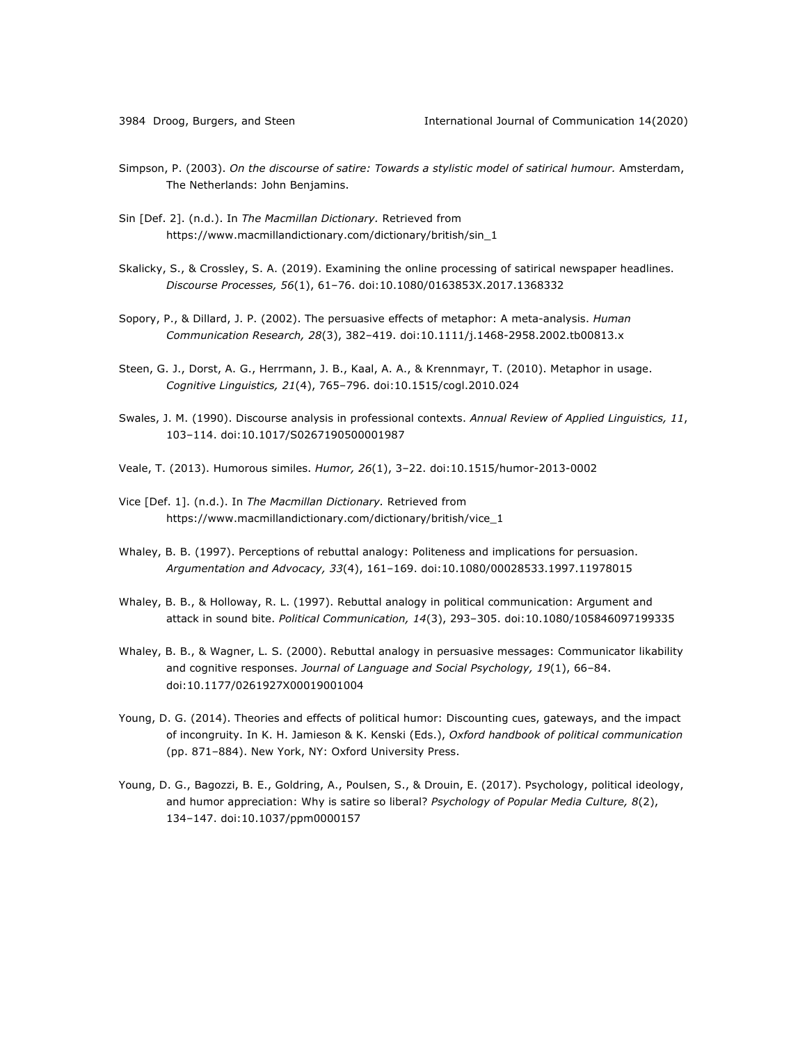Simpson, P. (2003). *On the discourse of satire: Towards a stylistic model of satirical humour.* Amsterdam, The Netherlands: John Benjamins.

Sin [Def. 2]. (n.d.). In *The Macmillan Dictionary.* Retrieved from https://www.macmillandictionary.com/dictionary/british/sin_1

Skalicky, S., & Crossley, S. A. (2019). Examining the online processing of satirical newspaper headlines. *Discourse Processes, 56*(1), 61–76. doi:10.1080/0163853X.2017.1368332

Sopory, P., & Dillard, J. P. (2002). The persuasive effects of metaphor: A meta-analysis. *Human Communication Research, 28*(3), 382–419. doi:10.1111/j.1468-2958.2002.tb00813.x

Steen, G. J., Dorst, A. G., Herrmann, J. B., Kaal, A. A., & Krennmayr, T. (2010). Metaphor in usage. *Cognitive Linguistics, 21*(4), 765–796. doi:10.1515/cogl.2010.024

Swales, J. M. (1990). Discourse analysis in professional contexts. *Annual Review of Applied Linguistics, 11*, 103–114. doi:10.1017/S0267190500001987

Veale, T. (2013). Humorous similes. *Humor, 26*(1), 3–22. doi:10.1515/humor-2013-0002

Vice [Def. 1]. (n.d.). In *The Macmillan Dictionary.* Retrieved from https://www.macmillandictionary.com/dictionary/british/vice_1

Whaley, B. B. (1997). Perceptions of rebuttal analogy: Politeness and implications for persuasion. *Argumentation and Advocacy, 33*(4), 161–169. doi:10.1080/00028533.1997.11978015

Whaley, B. B., & Holloway, R. L. (1997). Rebuttal analogy in political communication: Argument and attack in sound bite. *Political Communication, 14*(3), 293–305. doi:10.1080/105846097199335

Whaley, B. B., & Wagner, L. S. (2000). Rebuttal analogy in persuasive messages: Communicator likability and cognitive responses. *Journal of Language and Social Psychology, 19*(1), 66–84. doi:10.1177/0261927X00019001004

Young, D. G. (2014). Theories and effects of political humor: Discounting cues, gateways, and the impact of incongruity. In K. H. Jamieson & K. Kenski (Eds.), *Oxford handbook of political communication* (pp. 871–884). New York, NY: Oxford University Press.

Young, D. G., Bagozzi, B. E., Goldring, A., Poulsen, S., & Drouin, E. (2017). Psychology, political ideology, and humor appreciation: Why is satire so liberal? *Psychology of Popular Media Culture, 8*(2), 134–147. doi:10.1037/ppm0000157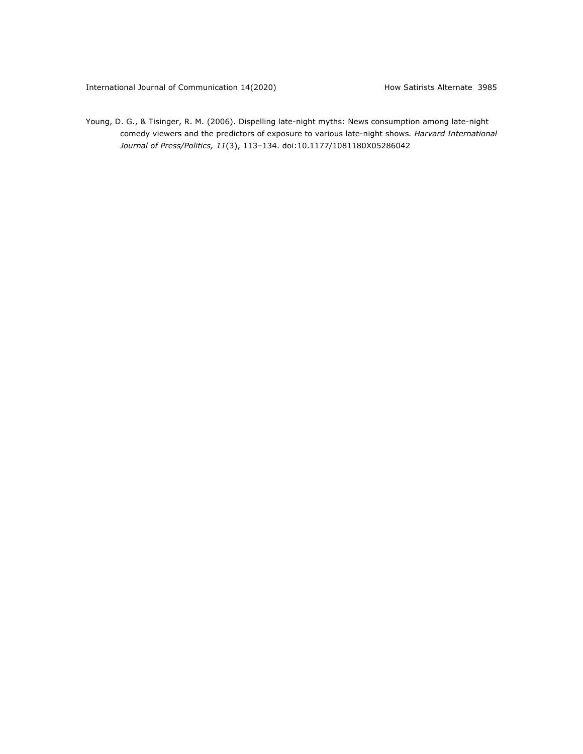Young, D. G., & Tisinger, R. M. (2006). Dispelling late-night myths: News consumption among late-night comedy viewers and the predictors of exposure to various late-night shows*. Harvard International Journal of Press/Politics, 11*(3), 113–134. doi:10.1177/1081180X05286042